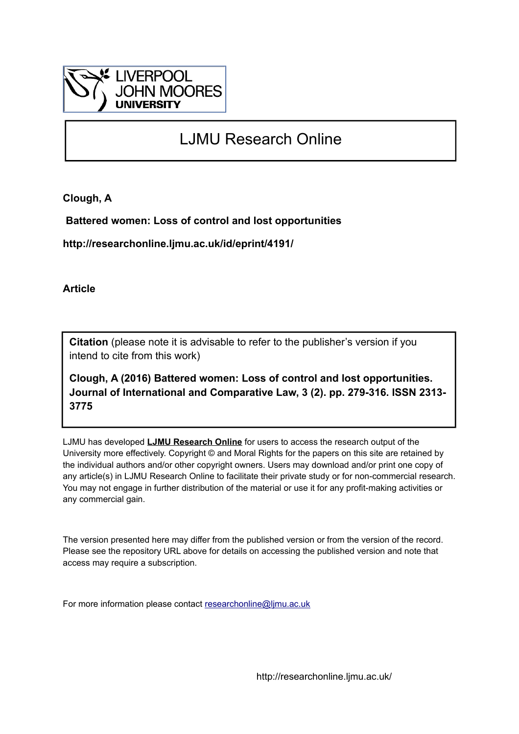LIVERPOOL
JOHN MOORES
UNIVERSITY

# LJMU Research Online

**Clough, A**

**Battered women: Loss of control and lost opportunities**

**http://researchonline.ljmu.ac.uk/id/eprint/4191/**

**Article**

**Citation** (please note it is advisable to refer to the publisher's version if you intend to cite from this work)

**Clough, A (2016) Battered women: Loss of control and lost opportunities. Journal of International and Comparative Law, 3 (2). pp. 279-316. ISSN 2313-3775**

LJMU has developed **LJMU Research Online** for users to access the research output of the University more effectively. Copyright © and Moral Rights for the papers on this site are retained by the individual authors and/or other copyright owners. Users may download and/or print one copy of any article(s) in LJMU Research Online to facilitate their private study or for non-commercial research. You may not engage in further distribution of the material or use it for any profit-making activities or any commercial gain.

The version presented here may differ from the published version or from the version of the record. Please see the repository URL above for details on accessing the published version and note that access may require a subscription.

For more information please contact researchonline@ljmu.ac.uk

http://researchonline.ljmu.ac.uk/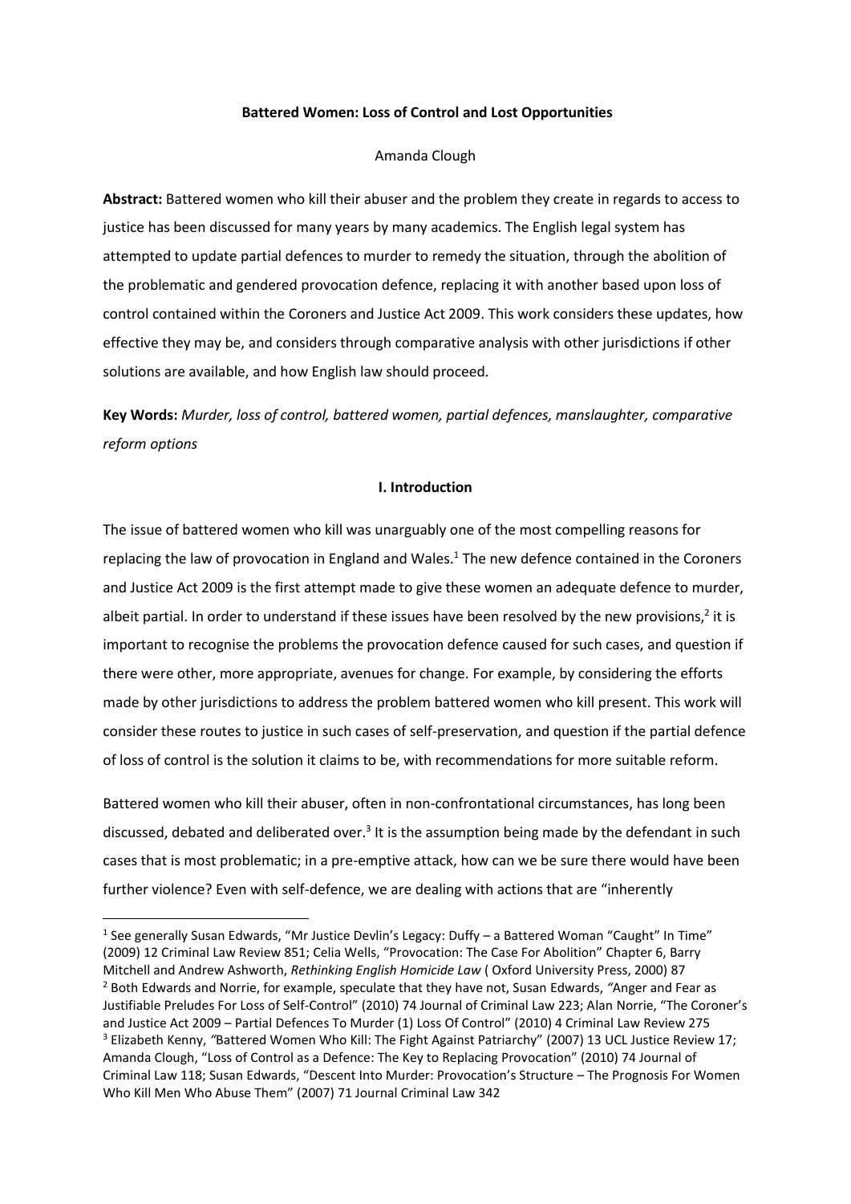**Battered Women: Loss of Control and Lost Opportunities**

Amanda Clough

**Abstract:** Battered women who kill their abuser and the problem they create in regards to access to justice has been discussed for many years by many academics. The English legal system has attempted to update partial defences to murder to remedy the situation, through the abolition of the problematic and gendered provocation defence, replacing it with another based upon loss of control contained within the Coroners and Justice Act 2009. This work considers these updates, how effective they may be, and considers through comparative analysis with other jurisdictions if other solutions are available, and how English law should proceed.

**Key Words:** *Murder, loss of control, battered women, partial defences, manslaughter, comparative reform options*

## I. Introduction

The issue of battered women who kill was unarguably one of the most compelling reasons for replacing the law of provocation in England and Wales.[1] The new defence contained in the Coroners and Justice Act 2009 is the first attempt made to give these women an adequate defence to murder, albeit partial. In order to understand if these issues have been resolved by the new provisions,[2] it is important to recognise the problems the provocation defence caused for such cases, and question if there were other, more appropriate, avenues for change. For example, by considering the efforts made by other jurisdictions to address the problem battered women who kill present. This work will consider these routes to justice in such cases of self-preservation, and question if the partial defence of loss of control is the solution it claims to be, with recommendations for more suitable reform.

Battered women who kill their abuser, often in non-confrontational circumstances, has long been discussed, debated and deliberated over.[3] It is the assumption being made by the defendant in such cases that is most problematic; in a pre-emptive attack, how can we be sure there would have been further violence? Even with self-defence, we are dealing with actions that are "inherently

---

[1] See generally Susan Edwards, "Mr Justice Devlin's Legacy: Duffy – a Battered Woman "Caught" In Time" (2009) 12 Criminal Law Review 851; Celia Wells, "Provocation: The Case For Abolition" Chapter 6, Barry Mitchell and Andrew Ashworth, *Rethinking English Homicide Law* ( Oxford University Press, 2000) 87

[2] Both Edwards and Norrie, for example, speculate that they have not, Susan Edwards, "Anger and Fear as Justifiable Preludes For Loss of Self-Control" (2010) 74 Journal of Criminal Law 223; Alan Norrie, "The Coroner's and Justice Act 2009 – Partial Defences To Murder (1) Loss Of Control" (2010) 4 Criminal Law Review 275

[3] Elizabeth Kenny, "Battered Women Who Kill: The Fight Against Patriarchy" (2007) 13 UCL Justice Review 17; Amanda Clough, "Loss of Control as a Defence: The Key to Replacing Provocation" (2010) 74 Journal of Criminal Law 118; Susan Edwards, "Descent Into Murder: Provocation's Structure – The Prognosis For Women Who Kill Men Who Abuse Them" (2007) 71 Journal Criminal Law 342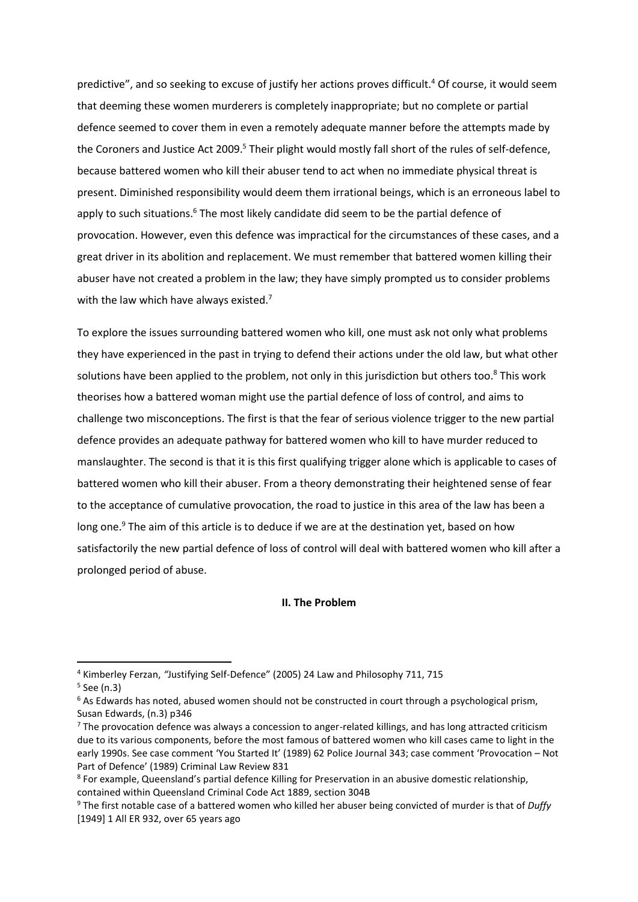predictive", and so seeking to excuse of justify her actions proves difficult.[4] Of course, it would seem that deeming these women murderers is completely inappropriate; but no complete or partial defence seemed to cover them in even a remotely adequate manner before the attempts made by the Coroners and Justice Act 2009.[5] Their plight would mostly fall short of the rules of self-defence, because battered women who kill their abuser tend to act when no immediate physical threat is present. Diminished responsibility would deem them irrational beings, which is an erroneous label to apply to such situations.[6] The most likely candidate did seem to be the partial defence of provocation. However, even this defence was impractical for the circumstances of these cases, and a great driver in its abolition and replacement. We must remember that battered women killing their abuser have not created a problem in the law; they have simply prompted us to consider problems with the law which have always existed.[7]

To explore the issues surrounding battered women who kill, one must ask not only what problems they have experienced in the past in trying to defend their actions under the old law, but what other solutions have been applied to the problem, not only in this jurisdiction but others too.[8] This work theorises how a battered woman might use the partial defence of loss of control, and aims to challenge two misconceptions. The first is that the fear of serious violence trigger to the new partial defence provides an adequate pathway for battered women who kill to have murder reduced to manslaughter. The second is that it is this first qualifying trigger alone which is applicable to cases of battered women who kill their abuser. From a theory demonstrating their heightened sense of fear to the acceptance of cumulative provocation, the road to justice in this area of the law has been a long one.[9] The aim of this article is to deduce if we are at the destination yet, based on how satisfactorily the new partial defence of loss of control will deal with battered women who kill after a prolonged period of abuse.

## II. The Problem

---

[4] Kimberley Ferzan, *"*Justifying Self-Defence" (2005) 24 Law and Philosophy 711, 715

[5] See (n.3)

[6] As Edwards has noted, abused women should not be constructed in court through a psychological prism, Susan Edwards, (n.3) p346

[7] The provocation defence was always a concession to anger-related killings, and has long attracted criticism due to its various components, before the most famous of battered women who kill cases came to light in the early 1990s. See case comment 'You Started It' (1989) 62 Police Journal 343; case comment 'Provocation – Not Part of Defence' (1989) Criminal Law Review 831

[8] For example, Queensland's partial defence Killing for Preservation in an abusive domestic relationship, contained within Queensland Criminal Code Act 1889, section 304B

[9] The first notable case of a battered women who killed her abuser being convicted of murder is that of *Duffy* [1949] 1 All ER 932, over 65 years ago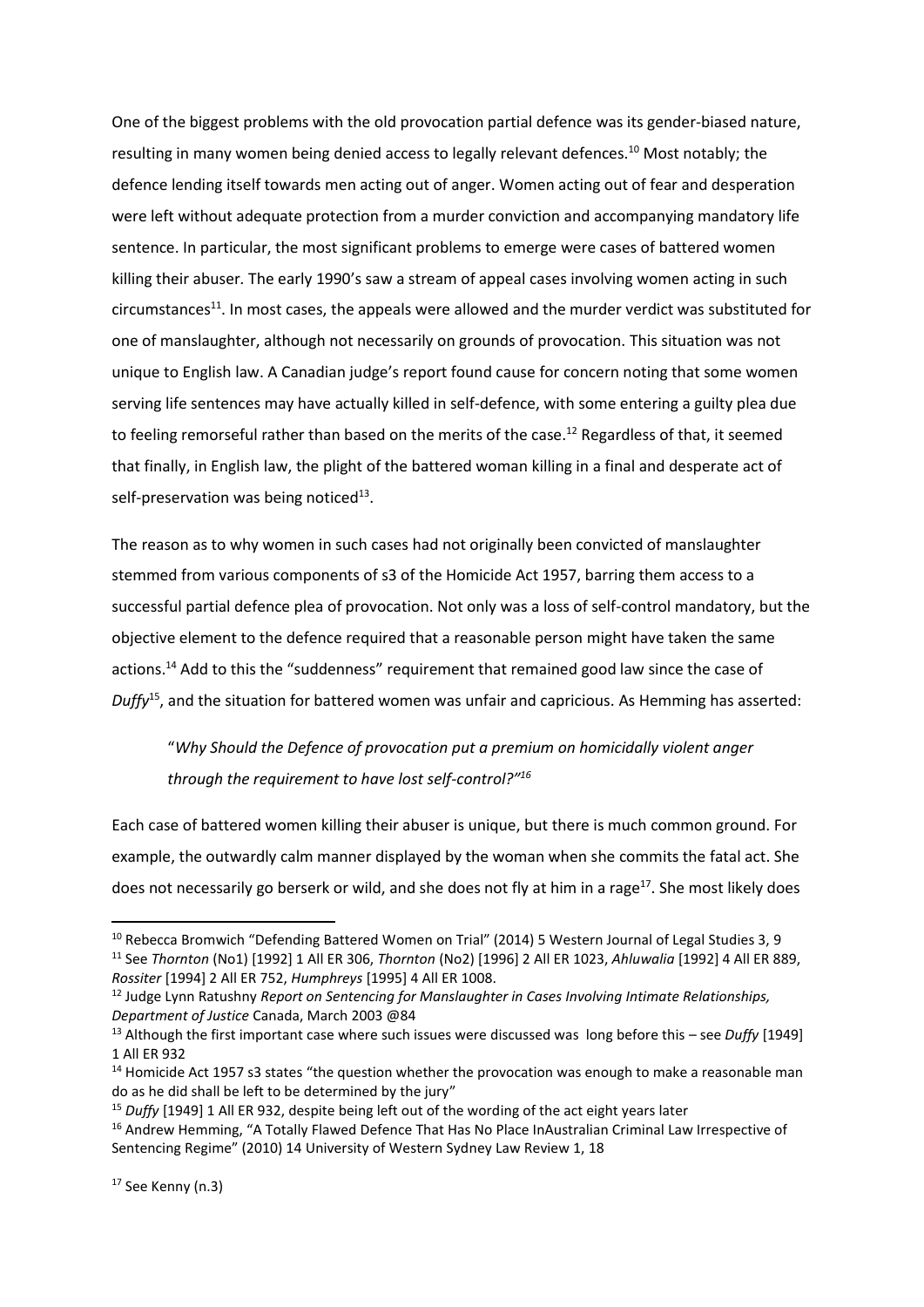One of the biggest problems with the old provocation partial defence was its gender-biased nature, resulting in many women being denied access to legally relevant defences.[10] Most notably; the defence lending itself towards men acting out of anger. Women acting out of fear and desperation were left without adequate protection from a murder conviction and accompanying mandatory life sentence. In particular, the most significant problems to emerge were cases of battered women killing their abuser. The early 1990's saw a stream of appeal cases involving women acting in such circumstances[11]. In most cases, the appeals were allowed and the murder verdict was substituted for one of manslaughter, although not necessarily on grounds of provocation. This situation was not unique to English law. A Canadian judge's report found cause for concern noting that some women serving life sentences may have actually killed in self-defence, with some entering a guilty plea due to feeling remorseful rather than based on the merits of the case.[12] Regardless of that, it seemed that finally, in English law, the plight of the battered woman killing in a final and desperate act of self-preservation was being noticed[13].

The reason as to why women in such cases had not originally been convicted of manslaughter stemmed from various components of s3 of the Homicide Act 1957, barring them access to a successful partial defence plea of provocation. Not only was a loss of self-control mandatory, but the objective element to the defence required that a reasonable person might have taken the same actions.[14] Add to this the "suddenness" requirement that remained good law since the case of *Duffy*[15], and the situation for battered women was unfair and capricious. As Hemming has asserted:

> "*Why Should the Defence of provocation put a premium on homicidally violent anger through the requirement to have lost self-control?"*[16]

Each case of battered women killing their abuser is unique, but there is much common ground. For example, the outwardly calm manner displayed by the woman when she commits the fatal act. She does not necessarily go berserk or wild, and she does not fly at him in a rage[17]. She most likely does

---

[10] Rebecca Bromwich "Defending Battered Women on Trial" (2014) 5 Western Journal of Legal Studies 3, 9

[11] See *Thornton* (No1) [1992] 1 All ER 306, *Thornton* (No2) [1996] 2 All ER 1023, *Ahluwalia* [1992] 4 All ER 889, *Rossiter* [1994] 2 All ER 752, *Humphreys* [1995] 4 All ER 1008.

[12] Judge Lynn Ratushny *Report on Sentencing for Manslaughter in Cases Involving Intimate Relationships, Department of Justice* Canada, March 2003 @84

[13] Although the first important case where such issues were discussed was long before this – see *Duffy* [1949] 1 All ER 932

[14] Homicide Act 1957 s3 states "the question whether the provocation was enough to make a reasonable man do as he did shall be left to be determined by the jury"

[15] *Duffy* [1949] 1 All ER 932, despite being left out of the wording of the act eight years later

[16] Andrew Hemming, "A Totally Flawed Defence That Has No Place InAustralian Criminal Law Irrespective of Sentencing Regime" (2010) 14 University of Western Sydney Law Review 1, 18

[17] See Kenny (n.3)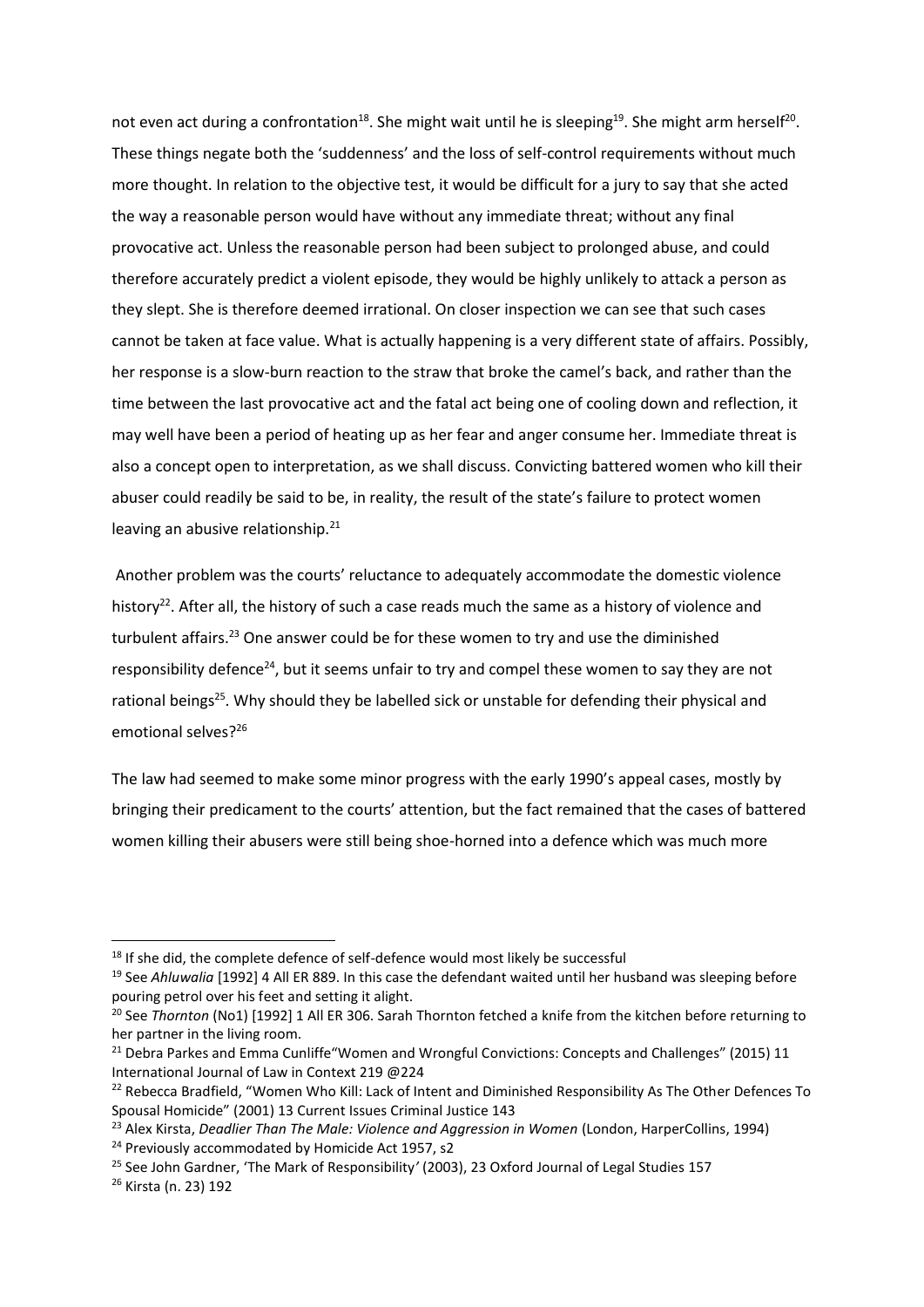not even act during a confrontation[18]. She might wait until he is sleeping[19]. She might arm herself[20]. These things negate both the 'suddenness' and the loss of self-control requirements without much more thought. In relation to the objective test, it would be difficult for a jury to say that she acted the way a reasonable person would have without any immediate threat; without any final provocative act. Unless the reasonable person had been subject to prolonged abuse, and could therefore accurately predict a violent episode, they would be highly unlikely to attack a person as they slept. She is therefore deemed irrational. On closer inspection we can see that such cases cannot be taken at face value. What is actually happening is a very different state of affairs. Possibly, her response is a slow-burn reaction to the straw that broke the camel's back, and rather than the time between the last provocative act and the fatal act being one of cooling down and reflection, it may well have been a period of heating up as her fear and anger consume her. Immediate threat is also a concept open to interpretation, as we shall discuss. Convicting battered women who kill their abuser could readily be said to be, in reality, the result of the state's failure to protect women leaving an abusive relationship.[21]

Another problem was the courts' reluctance to adequately accommodate the domestic violence history[22]. After all, the history of such a case reads much the same as a history of violence and turbulent affairs.[23] One answer could be for these women to try and use the diminished responsibility defence[24], but it seems unfair to try and compel these women to say they are not rational beings[25]. Why should they be labelled sick or unstable for defending their physical and emotional selves?[26]

The law had seemed to make some minor progress with the early 1990's appeal cases, mostly by bringing their predicament to the courts' attention, but the fact remained that the cases of battered women killing their abusers were still being shoe-horned into a defence which was much more

---

[18] If she did, the complete defence of self-defence would most likely be successful

[19] See *Ahluwalia* [1992] 4 All ER 889. In this case the defendant waited until her husband was sleeping before pouring petrol over his feet and setting it alight.

[20] See *Thornton* (No1) [1992] 1 All ER 306. Sarah Thornton fetched a knife from the kitchen before returning to her partner in the living room.

[21] Debra Parkes and Emma Cunliffe"Women and Wrongful Convictions: Concepts and Challenges" (2015) 11 International Journal of Law in Context 219 @224

[22] Rebecca Bradfield, "Women Who Kill: Lack of Intent and Diminished Responsibility As The Other Defences To Spousal Homicide" (2001) 13 Current Issues Criminal Justice 143

[23] Alex Kirsta, *Deadlier Than The Male: Violence and Aggression in Women* (London, HarperCollins, 1994)

[24] Previously accommodated by Homicide Act 1957, s2

[25] See John Gardner, 'The Mark of Responsibility' (2003), 23 Oxford Journal of Legal Studies 157

[26] Kirsta (n. 23) 192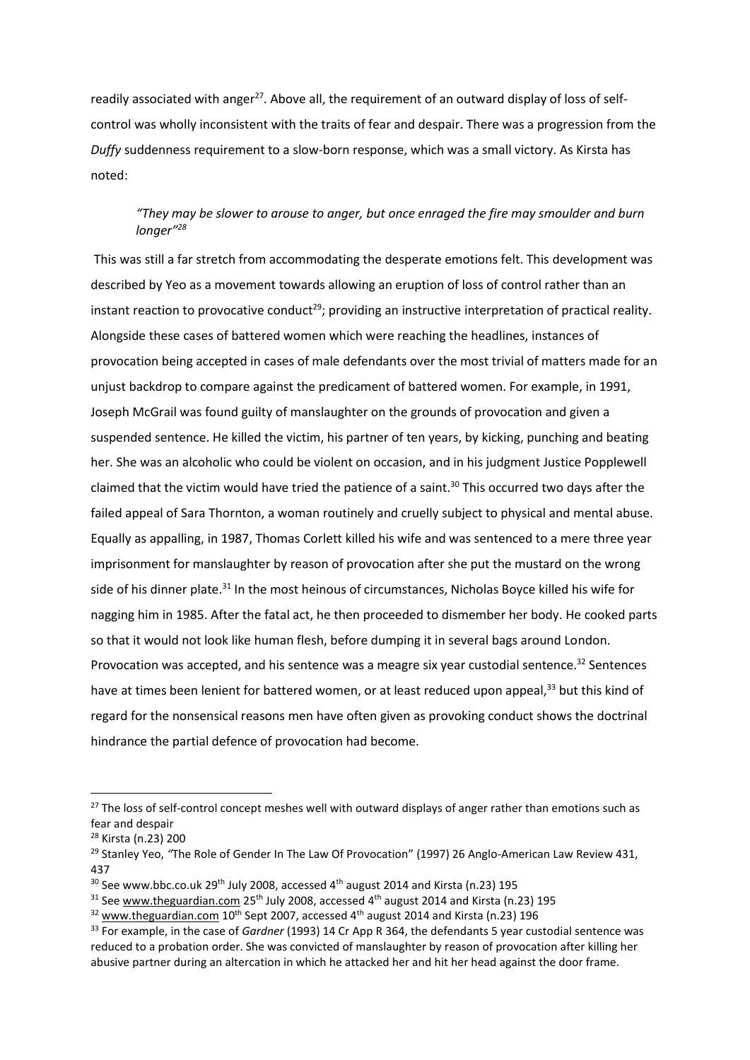readily associated with anger[27]. Above all, the requirement of an outward display of loss of self-control was wholly inconsistent with the traits of fear and despair. There was a progression from the *Duffy* suddenness requirement to a slow-born response, which was a small victory. As Kirsta has noted:

> *"They may be slower to arouse to anger, but once enraged the fire may smoulder and burn longer"[28]*

This was still a far stretch from accommodating the desperate emotions felt. This development was described by Yeo as a movement towards allowing an eruption of loss of control rather than an instant reaction to provocative conduct[29]; providing an instructive interpretation of practical reality. Alongside these cases of battered women which were reaching the headlines, instances of provocation being accepted in cases of male defendants over the most trivial of matters made for an unjust backdrop to compare against the predicament of battered women. For example, in 1991, Joseph McGrail was found guilty of manslaughter on the grounds of provocation and given a suspended sentence. He killed the victim, his partner of ten years, by kicking, punching and beating her. She was an alcoholic who could be violent on occasion, and in his judgment Justice Popplewell claimed that the victim would have tried the patience of a saint.[30] This occurred two days after the failed appeal of Sara Thornton, a woman routinely and cruelly subject to physical and mental abuse. Equally as appalling, in 1987, Thomas Corlett killed his wife and was sentenced to a mere three year imprisonment for manslaughter by reason of provocation after she put the mustard on the wrong side of his dinner plate.[31] In the most heinous of circumstances, Nicholas Boyce killed his wife for nagging him in 1985. After the fatal act, he then proceeded to dismember her body. He cooked parts so that it would not look like human flesh, before dumping it in several bags around London. Provocation was accepted, and his sentence was a meagre six year custodial sentence.[32] Sentences have at times been lenient for battered women, or at least reduced upon appeal,[33] but this kind of regard for the nonsensical reasons men have often given as provoking conduct shows the doctrinal hindrance the partial defence of provocation had become.

---

[27] The loss of self-control concept meshes well with outward displays of anger rather than emotions such as fear and despair

[28] Kirsta (n.23) 200

[29] Stanley Yeo, "The Role of Gender In The Law Of Provocation" (1997) 26 Anglo-American Law Review 431, 437

[30] See www.bbc.co.uk 29th July 2008, accessed 4th august 2014 and Kirsta (n.23) 195

[31] See www.theguardian.com 25th July 2008, accessed 4th august 2014 and Kirsta (n.23) 195

[32] www.theguardian.com 10th Sept 2007, accessed 4th august 2014 and Kirsta (n.23) 196

[33] For example, in the case of *Gardner* (1993) 14 Cr App R 364, the defendants 5 year custodial sentence was reduced to a probation order. She was convicted of manslaughter by reason of provocation after killing her abusive partner during an altercation in which he attacked her and hit her head against the door frame.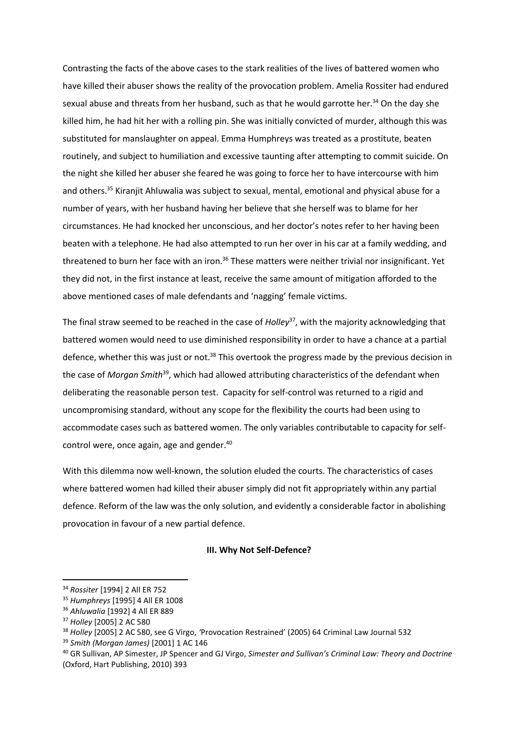Contrasting the facts of the above cases to the stark realities of the lives of battered women who have killed their abuser shows the reality of the provocation problem. Amelia Rossiter had endured sexual abuse and threats from her husband, such as that he would garrotte her.[34] On the day she killed him, he had hit her with a rolling pin. She was initially convicted of murder, although this was substituted for manslaughter on appeal. Emma Humphreys was treated as a prostitute, beaten routinely, and subject to humiliation and excessive taunting after attempting to commit suicide. On the night she killed her abuser she feared he was going to force her to have intercourse with him and others.[35] Kiranjit Ahluwalia was subject to sexual, mental, emotional and physical abuse for a number of years, with her husband having her believe that she herself was to blame for her circumstances. He had knocked her unconscious, and her doctor's notes refer to her having been beaten with a telephone. He had also attempted to run her over in his car at a family wedding, and threatened to burn her face with an iron.[36] These matters were neither trivial nor insignificant. Yet they did not, in the first instance at least, receive the same amount of mitigation afforded to the above mentioned cases of male defendants and 'nagging' female victims.

The final straw seemed to be reached in the case of *Holley*[37], with the majority acknowledging that battered women would need to use diminished responsibility in order to have a chance at a partial defence, whether this was just or not.[38] This overtook the progress made by the previous decision in the case of *Morgan Smith*[39], which had allowed attributing characteristics of the defendant when deliberating the reasonable person test. Capacity for self-control was returned to a rigid and uncompromising standard, without any scope for the flexibility the courts had been using to accommodate cases such as battered women. The only variables contributable to capacity for self-control were, once again, age and gender.[40]

With this dilemma now well-known, the solution eluded the courts. The characteristics of cases where battered women had killed their abuser simply did not fit appropriately within any partial defence. Reform of the law was the only solution, and evidently a considerable factor in abolishing provocation in favour of a new partial defence.

### III. Why Not Self-Defence?

---

[34] *Rossiter* [1994] 2 All ER 752

[35] *Humphreys* [1995] 4 All ER 1008

[36] *Ahluwalia* [1992] 4 All ER 889

[37] *Holley* [2005] 2 AC 580

[38] *Holley* [2005] 2 AC 580, see G Virgo, 'Provocation Restrained' (2005) 64 Criminal Law Journal 532

[39] *Smith (Morgan James)* [2001] 1 AC 146

[40] GR Sullivan, AP Simester, JP Spencer and GJ Virgo, *Simester and Sullivan's Criminal Law: Theory and Doctrine* (Oxford, Hart Publishing, 2010) 393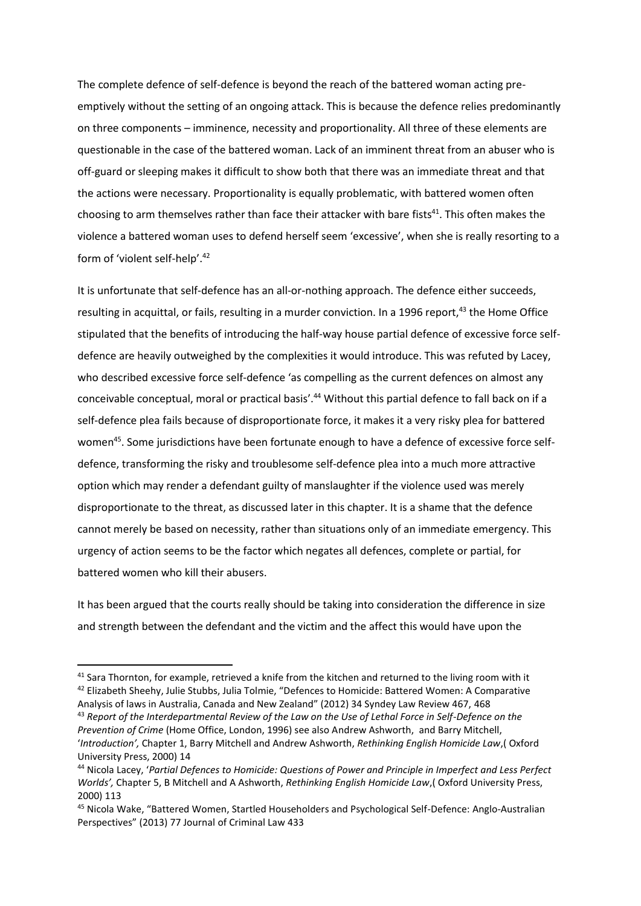The complete defence of self-defence is beyond the reach of the battered woman acting pre-emptively without the setting of an ongoing attack. This is because the defence relies predominantly on three components – imminence, necessity and proportionality. All three of these elements are questionable in the case of the battered woman. Lack of an imminent threat from an abuser who is off-guard or sleeping makes it difficult to show both that there was an immediate threat and that the actions were necessary. Proportionality is equally problematic, with battered women often choosing to arm themselves rather than face their attacker with bare fists[41]. This often makes the violence a battered woman uses to defend herself seem 'excessive', when she is really resorting to a form of 'violent self-help'.[42]

It is unfortunate that self-defence has an all-or-nothing approach. The defence either succeeds, resulting in acquittal, or fails, resulting in a murder conviction. In a 1996 report,[43] the Home Office stipulated that the benefits of introducing the half-way house partial defence of excessive force self-defence are heavily outweighed by the complexities it would introduce. This was refuted by Lacey, who described excessive force self-defence 'as compelling as the current defences on almost any conceivable conceptual, moral or practical basis'.[44] Without this partial defence to fall back on if a self-defence plea fails because of disproportionate force, it makes it a very risky plea for battered women[45]. Some jurisdictions have been fortunate enough to have a defence of excessive force self-defence, transforming the risky and troublesome self-defence plea into a much more attractive option which may render a defendant guilty of manslaughter if the violence used was merely disproportionate to the threat, as discussed later in this chapter. It is a shame that the defence cannot merely be based on necessity, rather than situations only of an immediate emergency. This urgency of action seems to be the factor which negates all defences, complete or partial, for battered women who kill their abusers.

It has been argued that the courts really should be taking into consideration the difference in size and strength between the defendant and the victim and the affect this would have upon the

---

[41] Sara Thornton, for example, retrieved a knife from the kitchen and returned to the living room with it

[42] Elizabeth Sheehy, Julie Stubbs, Julia Tolmie, "Defences to Homicide: Battered Women: A Comparative Analysis of laws in Australia, Canada and New Zealand" (2012) 34 Syndey Law Review 467, 468

[43] *Report of the Interdepartmental Review of the Law on the Use of Lethal Force in Self-Defence on the Prevention of Crime* (Home Office, London, 1996) see also Andrew Ashworth, and Barry Mitchell, '*Introduction',* Chapter 1, Barry Mitchell and Andrew Ashworth, *Rethinking English Homicide Law*,( Oxford University Press, 2000) 14

[44] Nicola Lacey, '*Partial Defences to Homicide: Questions of Power and Principle in Imperfect and Less Perfect Worlds',* Chapter 5, B Mitchell and A Ashworth, *Rethinking English Homicide Law*,( Oxford University Press, 2000) 113

[45] Nicola Wake, "Battered Women, Startled Householders and Psychological Self-Defence: Anglo-Australian Perspectives" (2013) 77 Journal of Criminal Law 433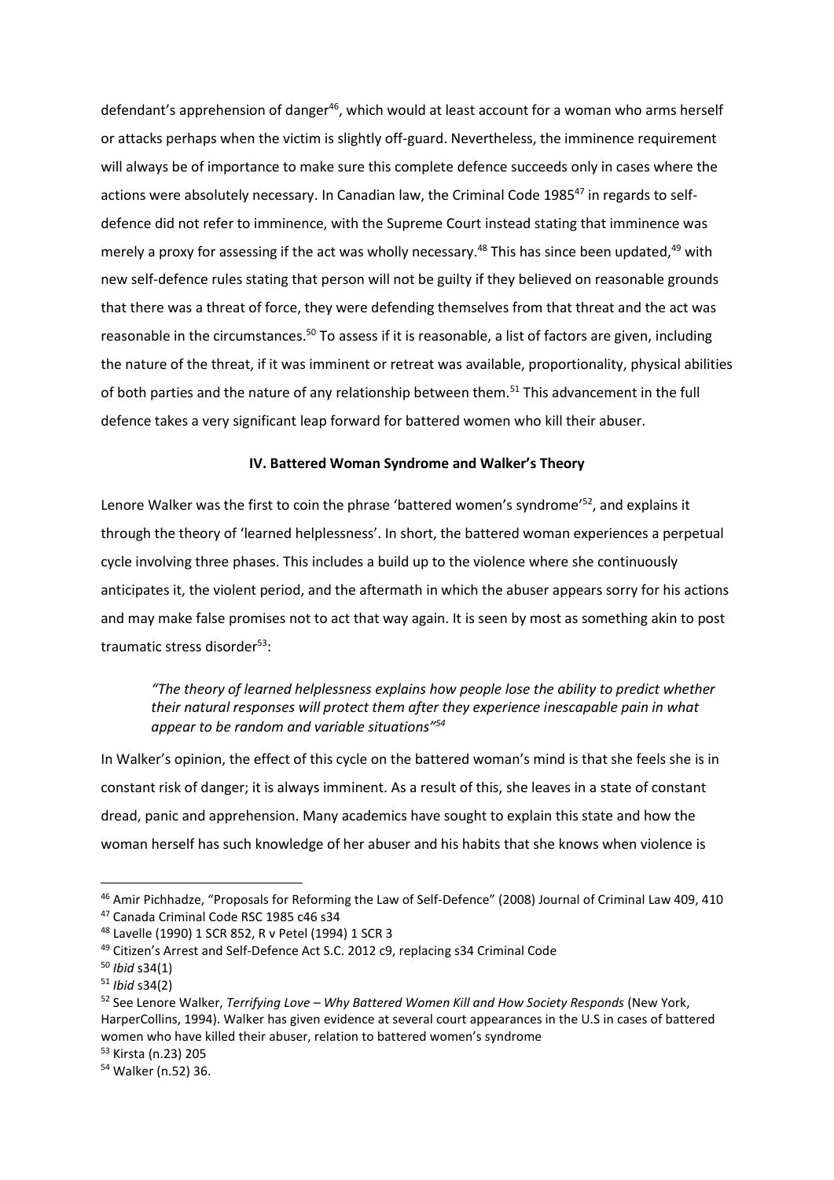defendant's apprehension of danger[46], which would at least account for a woman who arms herself or attacks perhaps when the victim is slightly off-guard. Nevertheless, the imminence requirement will always be of importance to make sure this complete defence succeeds only in cases where the actions were absolutely necessary. In Canadian law, the Criminal Code 1985[47] in regards to self-defence did not refer to imminence, with the Supreme Court instead stating that imminence was merely a proxy for assessing if the act was wholly necessary.[48] This has since been updated,[49] with new self-defence rules stating that person will not be guilty if they believed on reasonable grounds that there was a threat of force, they were defending themselves from that threat and the act was reasonable in the circumstances.[50] To assess if it is reasonable, a list of factors are given, including the nature of the threat, if it was imminent or retreat was available, proportionality, physical abilities of both parties and the nature of any relationship between them.[51] This advancement in the full defence takes a very significant leap forward for battered women who kill their abuser.

**IV. Battered Woman Syndrome and Walker's Theory**

Lenore Walker was the first to coin the phrase 'battered women's syndrome'[52], and explains it through the theory of 'learned helplessness'. In short, the battered woman experiences a perpetual cycle involving three phases. This includes a build up to the violence where she continuously anticipates it, the violent period, and the aftermath in which the abuser appears sorry for his actions and may make false promises not to act that way again. It is seen by most as something akin to post traumatic stress disorder[53]:

> *"The theory of learned helplessness explains how people lose the ability to predict whether their natural responses will protect them after they experience inescapable pain in what appear to be random and variable situations"[54]*

In Walker's opinion, the effect of this cycle on the battered woman's mind is that she feels she is in constant risk of danger; it is always imminent. As a result of this, she leaves in a state of constant dread, panic and apprehension. Many academics have sought to explain this state and how the woman herself has such knowledge of her abuser and his habits that she knows when violence is

---

[46] Amir Pichhadze, "Proposals for Reforming the Law of Self-Defence" (2008) Journal of Criminal Law 409, 410

[47] Canada Criminal Code RSC 1985 c46 s34

[48] Lavelle (1990) 1 SCR 852, R v Petel (1994) 1 SCR 3

[49] Citizen's Arrest and Self-Defence Act S.C. 2012 c9, replacing s34 Criminal Code

[50] *Ibid* s34(1)

[51] *Ibid* s34(2)

[52] See Lenore Walker, *Terrifying Love – Why Battered Women Kill and How Society Responds* (New York, HarperCollins, 1994). Walker has given evidence at several court appearances in the U.S in cases of battered women who have killed their abuser, relation to battered women's syndrome

[53] Kirsta (n.23) 205

[54] Walker (n.52) 36.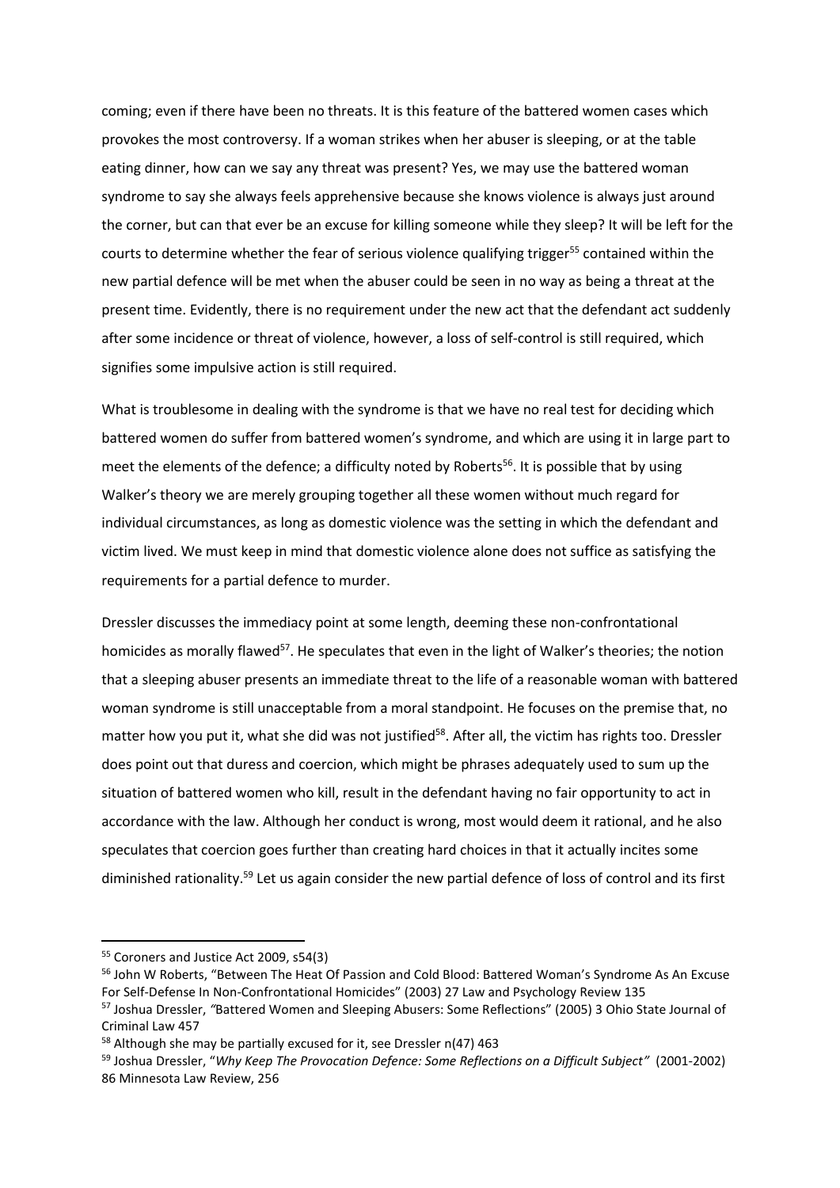coming; even if there have been no threats. It is this feature of the battered women cases which provokes the most controversy. If a woman strikes when her abuser is sleeping, or at the table eating dinner, how can we say any threat was present? Yes, we may use the battered woman syndrome to say she always feels apprehensive because she knows violence is always just around the corner, but can that ever be an excuse for killing someone while they sleep? It will be left for the courts to determine whether the fear of serious violence qualifying trigger[55] contained within the new partial defence will be met when the abuser could be seen in no way as being a threat at the present time. Evidently, there is no requirement under the new act that the defendant act suddenly after some incidence or threat of violence, however, a loss of self-control is still required, which signifies some impulsive action is still required.

What is troublesome in dealing with the syndrome is that we have no real test for deciding which battered women do suffer from battered women's syndrome, and which are using it in large part to meet the elements of the defence; a difficulty noted by Roberts[56]. It is possible that by using Walker's theory we are merely grouping together all these women without much regard for individual circumstances, as long as domestic violence was the setting in which the defendant and victim lived. We must keep in mind that domestic violence alone does not suffice as satisfying the requirements for a partial defence to murder.

Dressler discusses the immediacy point at some length, deeming these non-confrontational homicides as morally flawed[57]. He speculates that even in the light of Walker's theories; the notion that a sleeping abuser presents an immediate threat to the life of a reasonable woman with battered woman syndrome is still unacceptable from a moral standpoint. He focuses on the premise that, no matter how you put it, what she did was not justified[58]. After all, the victim has rights too. Dressler does point out that duress and coercion, which might be phrases adequately used to sum up the situation of battered women who kill, result in the defendant having no fair opportunity to act in accordance with the law. Although her conduct is wrong, most would deem it rational, and he also speculates that coercion goes further than creating hard choices in that it actually incites some diminished rationality.[59] Let us again consider the new partial defence of loss of control and its first

---

[55] Coroners and Justice Act 2009, s54(3)

[56] John W Roberts, "Between The Heat Of Passion and Cold Blood: Battered Woman's Syndrome As An Excuse For Self-Defense In Non-Confrontational Homicides" (2003) 27 Law and Psychology Review 135

[57] Joshua Dressler, *"*Battered Women and Sleeping Abusers: Some Reflections" (2005) 3 Ohio State Journal of Criminal Law 457

[58] Although she may be partially excused for it, see Dressler n(47) 463

[59] Joshua Dressler, "*Why Keep The Provocation Defence: Some Reflections on a Difficult Subject"* (2001-2002) 86 Minnesota Law Review, 256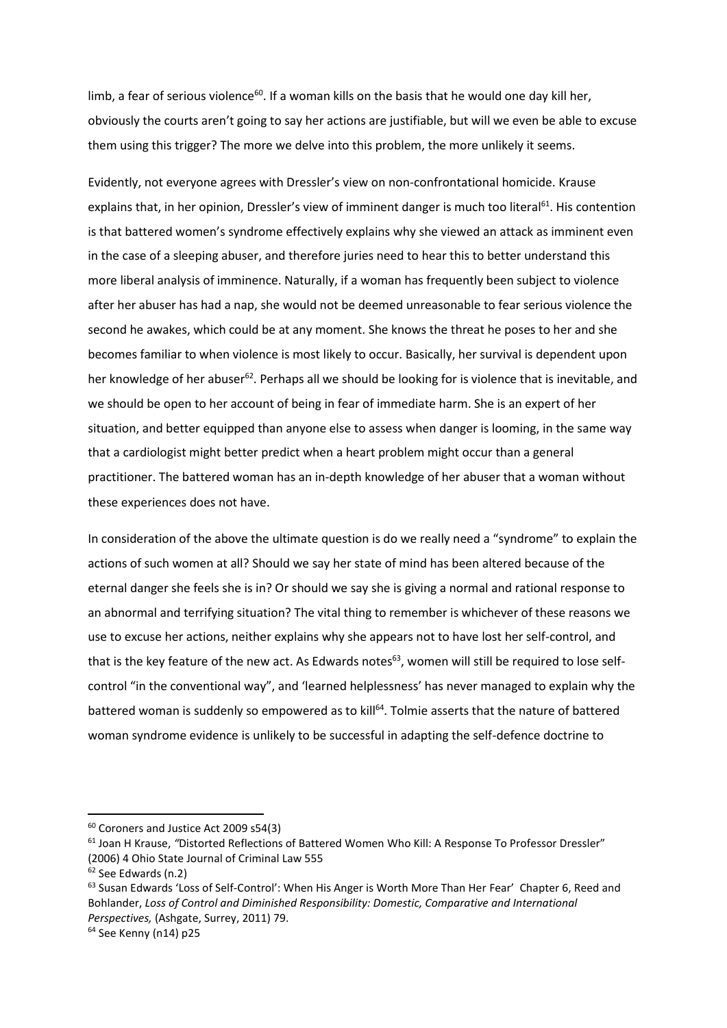limb, a fear of serious violence[60]. If a woman kills on the basis that he would one day kill her, obviously the courts aren't going to say her actions are justifiable, but will we even be able to excuse them using this trigger? The more we delve into this problem, the more unlikely it seems.

Evidently, not everyone agrees with Dressler's view on non-confrontational homicide. Krause explains that, in her opinion, Dressler's view of imminent danger is much too literal[61]. His contention is that battered women's syndrome effectively explains why she viewed an attack as imminent even in the case of a sleeping abuser, and therefore juries need to hear this to better understand this more liberal analysis of imminence. Naturally, if a woman has frequently been subject to violence after her abuser has had a nap, she would not be deemed unreasonable to fear serious violence the second he awakes, which could be at any moment. She knows the threat he poses to her and she becomes familiar to when violence is most likely to occur. Basically, her survival is dependent upon her knowledge of her abuser[62]. Perhaps all we should be looking for is violence that is inevitable, and we should be open to her account of being in fear of immediate harm. She is an expert of her situation, and better equipped than anyone else to assess when danger is looming, in the same way that a cardiologist might better predict when a heart problem might occur than a general practitioner. The battered woman has an in-depth knowledge of her abuser that a woman without these experiences does not have.

In consideration of the above the ultimate question is do we really need a "syndrome" to explain the actions of such women at all? Should we say her state of mind has been altered because of the eternal danger she feels she is in? Or should we say she is giving a normal and rational response to an abnormal and terrifying situation? The vital thing to remember is whichever of these reasons we use to excuse her actions, neither explains why she appears not to have lost her self-control, and that is the key feature of the new act. As Edwards notes[63], women will still be required to lose self-control "in the conventional way", and 'learned helplessness' has never managed to explain why the battered woman is suddenly so empowered as to kill[64]. Tolmie asserts that the nature of battered woman syndrome evidence is unlikely to be successful in adapting the self-defence doctrine to

---

[60] Coroners and Justice Act 2009 s54(3)

[61] Joan H Krause, *"*Distorted Reflections of Battered Women Who Kill: A Response To Professor Dressler" (2006) 4 Ohio State Journal of Criminal Law 555

[62] See Edwards (n.2)

[63] Susan Edwards 'Loss of Self-Control': When His Anger is Worth More Than Her Fear' Chapter 6, Reed and Bohlander, *Loss of Control and Diminished Responsibility: Domestic, Comparative and International Perspectives,* (Ashgate, Surrey, 2011) 79.

[64] See Kenny (n14) p25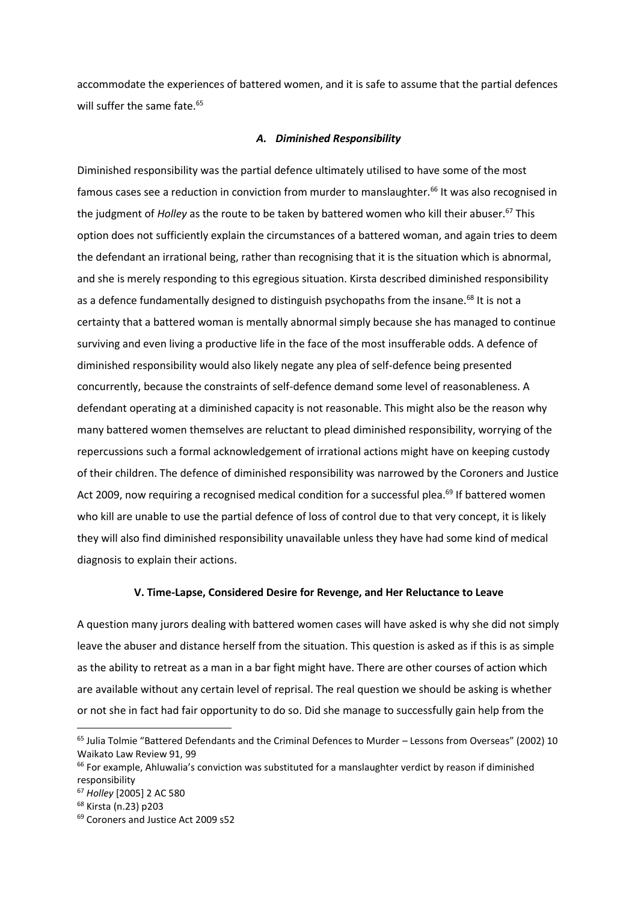accommodate the experiences of battered women, and it is safe to assume that the partial defences will suffer the same fate.[65]

### *A. Diminished Responsibility*

Diminished responsibility was the partial defence ultimately utilised to have some of the most famous cases see a reduction in conviction from murder to manslaughter.[66] It was also recognised in the judgment of *Holley* as the route to be taken by battered women who kill their abuser.[67] This option does not sufficiently explain the circumstances of a battered woman, and again tries to deem the defendant an irrational being, rather than recognising that it is the situation which is abnormal, and she is merely responding to this egregious situation. Kirsta described diminished responsibility as a defence fundamentally designed to distinguish psychopaths from the insane.[68] It is not a certainty that a battered woman is mentally abnormal simply because she has managed to continue surviving and even living a productive life in the face of the most insufferable odds. A defence of diminished responsibility would also likely negate any plea of self-defence being presented concurrently, because the constraints of self-defence demand some level of reasonableness. A defendant operating at a diminished capacity is not reasonable. This might also be the reason why many battered women themselves are reluctant to plead diminished responsibility, worrying of the repercussions such a formal acknowledgement of irrational actions might have on keeping custody of their children. The defence of diminished responsibility was narrowed by the Coroners and Justice Act 2009, now requiring a recognised medical condition for a successful plea.[69] If battered women who kill are unable to use the partial defence of loss of control due to that very concept, it is likely they will also find diminished responsibility unavailable unless they have had some kind of medical diagnosis to explain their actions.

## V. Time-Lapse, Considered Desire for Revenge, and Her Reluctance to Leave

A question many jurors dealing with battered women cases will have asked is why she did not simply leave the abuser and distance herself from the situation. This question is asked as if this is as simple as the ability to retreat as a man in a bar fight might have. There are other courses of action which are available without any certain level of reprisal. The real question we should be asking is whether or not she in fact had fair opportunity to do so. Did she manage to successfully gain help from the

---

[65] Julia Tolmie "Battered Defendants and the Criminal Defences to Murder – Lessons from Overseas" (2002) 10 Waikato Law Review 91, 99

[66] For example, Ahluwalia's conviction was substituted for a manslaughter verdict by reason if diminished responsibility

[67] *Holley* [2005] 2 AC 580

[68] Kirsta (n.23) p203

[69] Coroners and Justice Act 2009 s52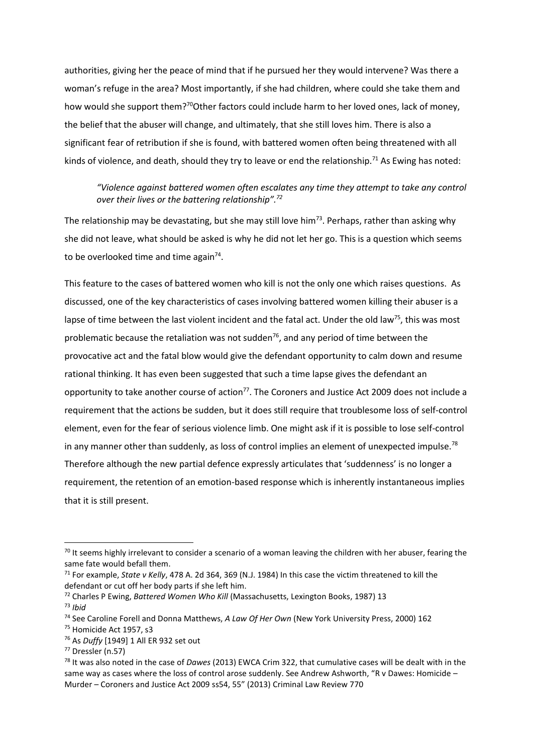authorities, giving her the peace of mind that if he pursued her they would intervene? Was there a woman's refuge in the area? Most importantly, if she had children, where could she take them and how would she support them?[70]Other factors could include harm to her loved ones, lack of money, the belief that the abuser will change, and ultimately, that she still loves him. There is also a significant fear of retribution if she is found, with battered women often being threatened with all kinds of violence, and death, should they try to leave or end the relationship.[71] As Ewing has noted:

> *"Violence against battered women often escalates any time they attempt to take any control over their lives or the battering relationship".[72]*

The relationship may be devastating, but she may still love him[73]. Perhaps, rather than asking why she did not leave, what should be asked is why he did not let her go. This is a question which seems to be overlooked time and time again[74].

This feature to the cases of battered women who kill is not the only one which raises questions. As discussed, one of the key characteristics of cases involving battered women killing their abuser is a lapse of time between the last violent incident and the fatal act. Under the old law[75], this was most problematic because the retaliation was not sudden[76], and any period of time between the provocative act and the fatal blow would give the defendant opportunity to calm down and resume rational thinking. It has even been suggested that such a time lapse gives the defendant an opportunity to take another course of action[77]. The Coroners and Justice Act 2009 does not include a requirement that the actions be sudden, but it does still require that troublesome loss of self-control element, even for the fear of serious violence limb. One might ask if it is possible to lose self-control in any manner other than suddenly, as loss of control implies an element of unexpected impulse.[78] Therefore although the new partial defence expressly articulates that 'suddenness' is no longer a requirement, the retention of an emotion-based response which is inherently instantaneous implies that it is still present.

---

[70] It seems highly irrelevant to consider a scenario of a woman leaving the children with her abuser, fearing the same fate would befall them.

[71] For example, *State v Kelly*, 478 A. 2d 364, 369 (N.J. 1984) In this case the victim threatened to kill the defendant or cut off her body parts if she left him.

[72] Charles P Ewing, *Battered Women Who Kill* (Massachusetts, Lexington Books, 1987) 13

[73] *Ibid*

[74] See Caroline Forell and Donna Matthews, *A Law Of Her Own* (New York University Press, 2000) 162

[75] Homicide Act 1957, s3

[76] As *Duffy* [1949] 1 All ER 932 set out

[77] Dressler (n.57)

[78] It was also noted in the case of *Dawes* (2013) EWCA Crim 322, that cumulative cases will be dealt with in the same way as cases where the loss of control arose suddenly. See Andrew Ashworth, "R v Dawes: Homicide – Murder – Coroners and Justice Act 2009 ss54, 55" (2013) Criminal Law Review 770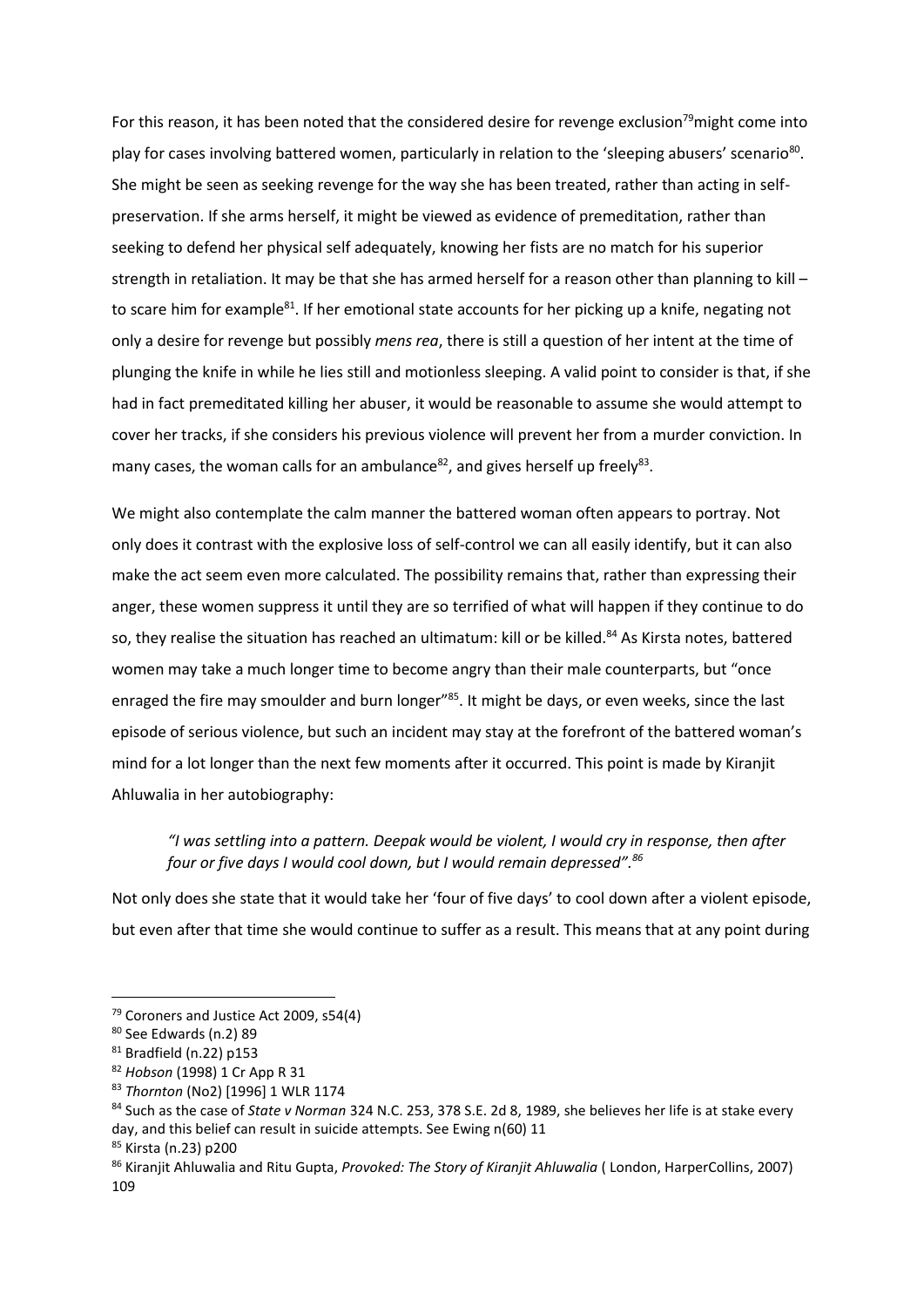For this reason, it has been noted that the considered desire for revenge exclusion[79]might come into play for cases involving battered women, particularly in relation to the 'sleeping abusers' scenario[80]. She might be seen as seeking revenge for the way she has been treated, rather than acting in self-preservation. If she arms herself, it might be viewed as evidence of premeditation, rather than seeking to defend her physical self adequately, knowing her fists are no match for his superior strength in retaliation. It may be that she has armed herself for a reason other than planning to kill – to scare him for example[81]. If her emotional state accounts for her picking up a knife, negating not only a desire for revenge but possibly *mens rea*, there is still a question of her intent at the time of plunging the knife in while he lies still and motionless sleeping. A valid point to consider is that, if she had in fact premeditated killing her abuser, it would be reasonable to assume she would attempt to cover her tracks, if she considers his previous violence will prevent her from a murder conviction. In many cases, the woman calls for an ambulance[82], and gives herself up freely[83].

We might also contemplate the calm manner the battered woman often appears to portray. Not only does it contrast with the explosive loss of self-control we can all easily identify, but it can also make the act seem even more calculated. The possibility remains that, rather than expressing their anger, these women suppress it until they are so terrified of what will happen if they continue to do so, they realise the situation has reached an ultimatum: kill or be killed.[84] As Kirsta notes, battered women may take a much longer time to become angry than their male counterparts, but "once enraged the fire may smoulder and burn longer"[85]. It might be days, or even weeks, since the last episode of serious violence, but such an incident may stay at the forefront of the battered woman's mind for a lot longer than the next few moments after it occurred. This point is made by Kiranjit Ahluwalia in her autobiography:

> *"I was settling into a pattern. Deepak would be violent, I would cry in response, then after four or five days I would cool down, but I would remain depressed".[86]*

Not only does she state that it would take her 'four of five days' to cool down after a violent episode, but even after that time she would continue to suffer as a result. This means that at any point during

---

[79] Coroners and Justice Act 2009, s54(4)

[80] See Edwards (n.2) 89

[81] Bradfield (n.22) p153

[82] *Hobson* (1998) 1 Cr App R 31

[83] *Thornton* (No2) [1996] 1 WLR 1174

[84] Such as the case of *State v Norman* 324 N.C. 253, 378 S.E. 2d 8, 1989, she believes her life is at stake every day, and this belief can result in suicide attempts. See Ewing n(60) 11

[85] Kirsta (n.23) p200

[86] Kiranjit Ahluwalia and Ritu Gupta, *Provoked: The Story of Kiranjit Ahluwalia* ( London, HarperCollins, 2007) 109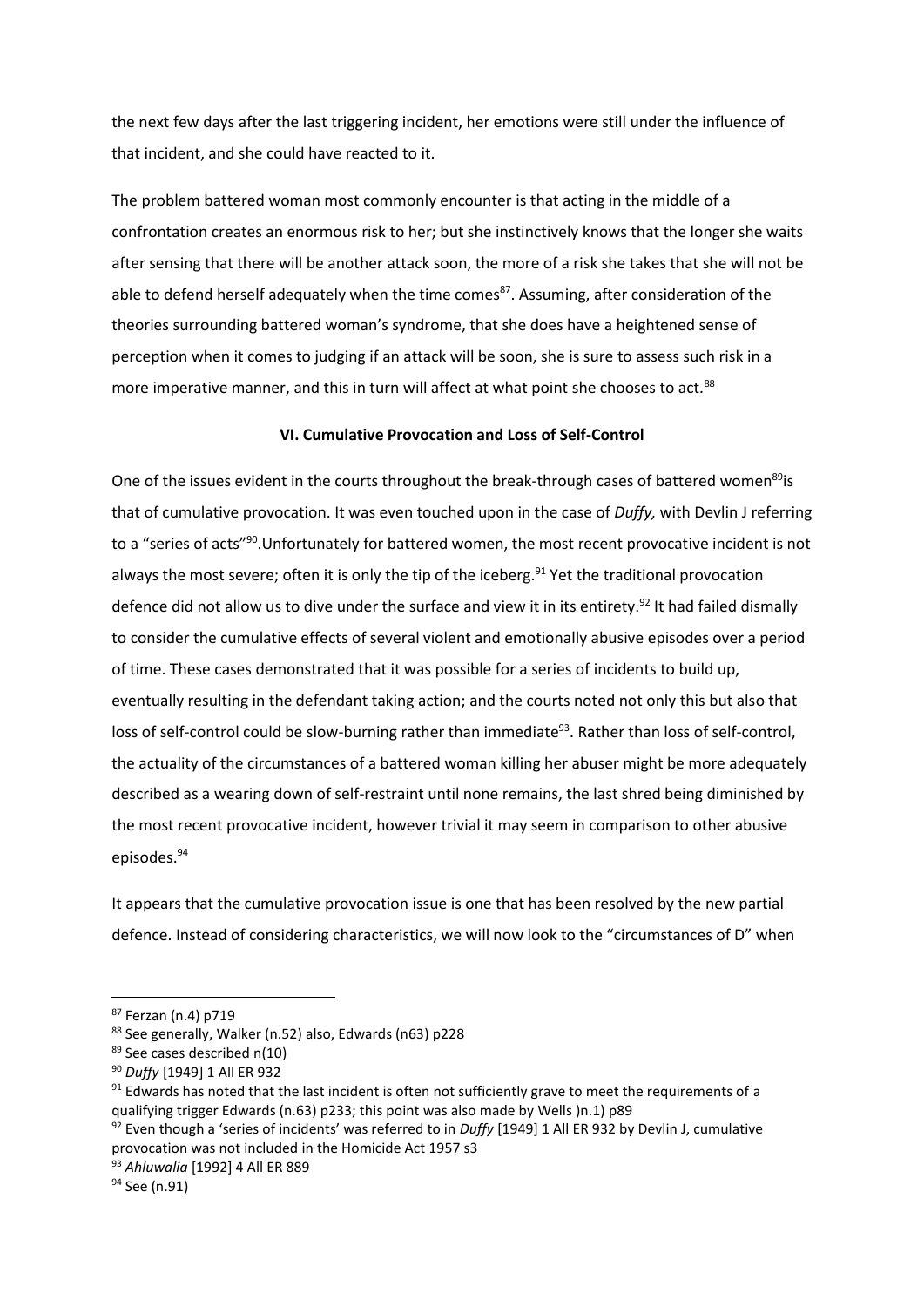the next few days after the last triggering incident, her emotions were still under the influence of that incident, and she could have reacted to it.

The problem battered woman most commonly encounter is that acting in the middle of a confrontation creates an enormous risk to her; but she instinctively knows that the longer she waits after sensing that there will be another attack soon, the more of a risk she takes that she will not be able to defend herself adequately when the time comes[87]. Assuming, after consideration of the theories surrounding battered woman's syndrome, that she does have a heightened sense of perception when it comes to judging if an attack will be soon, she is sure to assess such risk in a more imperative manner, and this in turn will affect at what point she chooses to act.[88]

### VI. Cumulative Provocation and Loss of Self-Control

One of the issues evident in the courts throughout the break-through cases of battered women[89]is that of cumulative provocation. It was even touched upon in the case of *Duffy,* with Devlin J referring to a "series of acts"[90].Unfortunately for battered women, the most recent provocative incident is not always the most severe; often it is only the tip of the iceberg.[91] Yet the traditional provocation defence did not allow us to dive under the surface and view it in its entirety.[92] It had failed dismally to consider the cumulative effects of several violent and emotionally abusive episodes over a period of time. These cases demonstrated that it was possible for a series of incidents to build up, eventually resulting in the defendant taking action; and the courts noted not only this but also that loss of self-control could be slow-burning rather than immediate[93]. Rather than loss of self-control, the actuality of the circumstances of a battered woman killing her abuser might be more adequately described as a wearing down of self-restraint until none remains, the last shred being diminished by the most recent provocative incident, however trivial it may seem in comparison to other abusive episodes.[94]

It appears that the cumulative provocation issue is one that has been resolved by the new partial defence. Instead of considering characteristics, we will now look to the "circumstances of D" when

---

[87] Ferzan (n.4) p719

[88] See generally, Walker (n.52) also, Edwards (n63) p228

[89] See cases described n(10)

[90] *Duffy* [1949] 1 All ER 932

[91] Edwards has noted that the last incident is often not sufficiently grave to meet the requirements of a qualifying trigger Edwards (n.63) p233; this point was also made by Wells )n.1) p89

[92] Even though a 'series of incidents' was referred to in *Duffy* [1949] 1 All ER 932 by Devlin J, cumulative provocation was not included in the Homicide Act 1957 s3

[93] *Ahluwalia* [1992] 4 All ER 889

[94] See (n.91)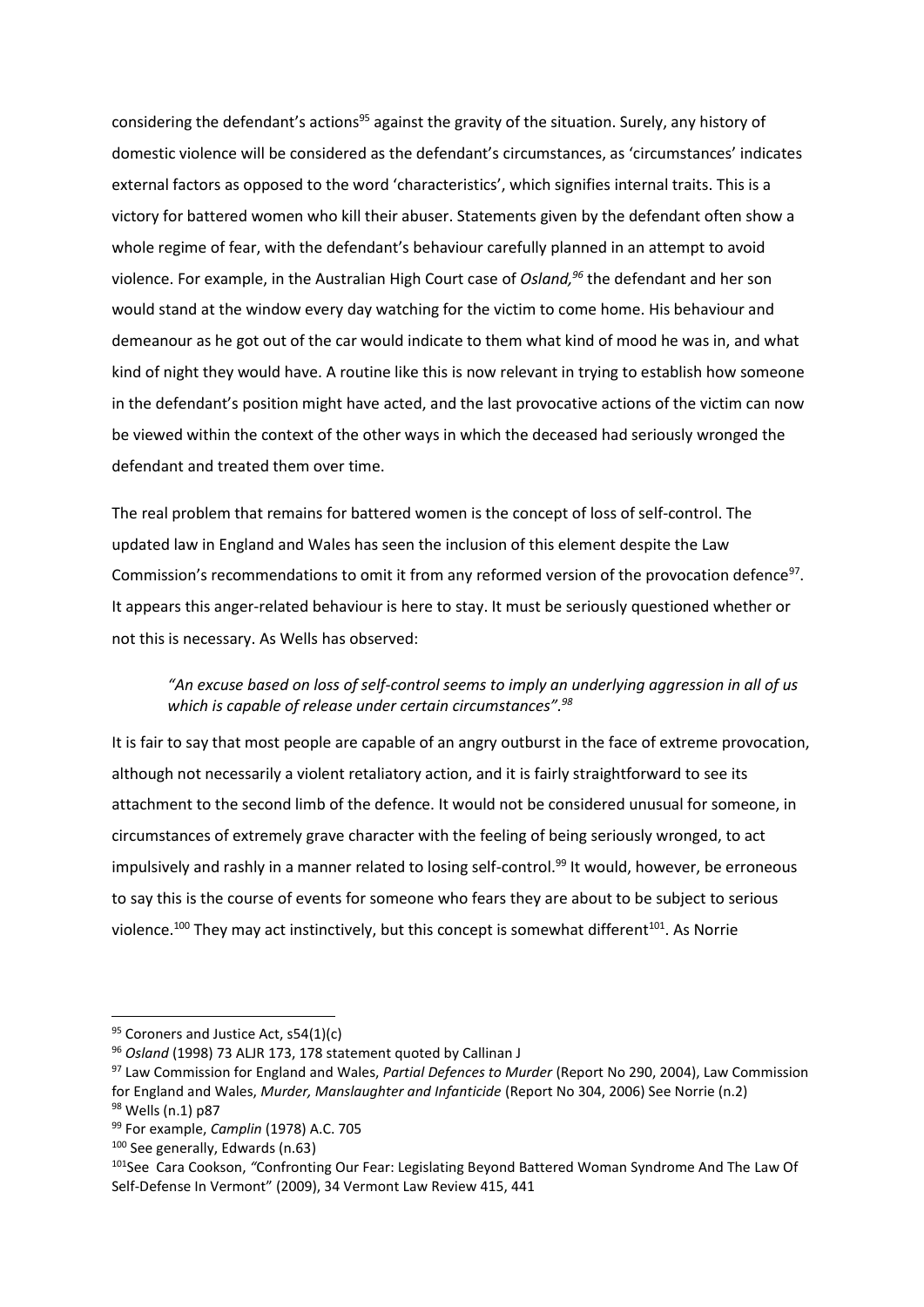considering the defendant's actions[95] against the gravity of the situation. Surely, any history of domestic violence will be considered as the defendant's circumstances, as 'circumstances' indicates external factors as opposed to the word 'characteristics', which signifies internal traits. This is a victory for battered women who kill their abuser. Statements given by the defendant often show a whole regime of fear, with the defendant's behaviour carefully planned in an attempt to avoid violence. For example, in the Australian High Court case of *Osland,*[96] the defendant and her son would stand at the window every day watching for the victim to come home. His behaviour and demeanour as he got out of the car would indicate to them what kind of mood he was in, and what kind of night they would have. A routine like this is now relevant in trying to establish how someone in the defendant's position might have acted, and the last provocative actions of the victim can now be viewed within the context of the other ways in which the deceased had seriously wronged the defendant and treated them over time.

The real problem that remains for battered women is the concept of loss of self-control. The updated law in England and Wales has seen the inclusion of this element despite the Law Commission's recommendations to omit it from any reformed version of the provocation defence[97]. It appears this anger-related behaviour is here to stay. It must be seriously questioned whether or not this is necessary. As Wells has observed:

> *"An excuse based on loss of self-control seems to imply an underlying aggression in all of us which is capable of release under certain circumstances".*[98]

It is fair to say that most people are capable of an angry outburst in the face of extreme provocation, although not necessarily a violent retaliatory action, and it is fairly straightforward to see its attachment to the second limb of the defence. It would not be considered unusual for someone, in circumstances of extremely grave character with the feeling of being seriously wronged, to act impulsively and rashly in a manner related to losing self-control.[99] It would, however, be erroneous to say this is the course of events for someone who fears they are about to be subject to serious violence.[100] They may act instinctively, but this concept is somewhat different[101]. As Norrie

---

[95] Coroners and Justice Act, s54(1)(c)

[96] *Osland* (1998) 73 ALJR 173, 178 statement quoted by Callinan J

[97] Law Commission for England and Wales, *Partial Defences to Murder* (Report No 290, 2004), Law Commission for England and Wales, *Murder, Manslaughter and Infanticide* (Report No 304, 2006) See Norrie (n.2)

[98] Wells (n.1) p87

[99] For example, *Camplin* (1978) A.C. 705

[100] See generally, Edwards (n.63)

[101] See Cara Cookson, "Confronting Our Fear: Legislating Beyond Battered Woman Syndrome And The Law Of Self-Defense In Vermont" (2009), 34 Vermont Law Review 415, 441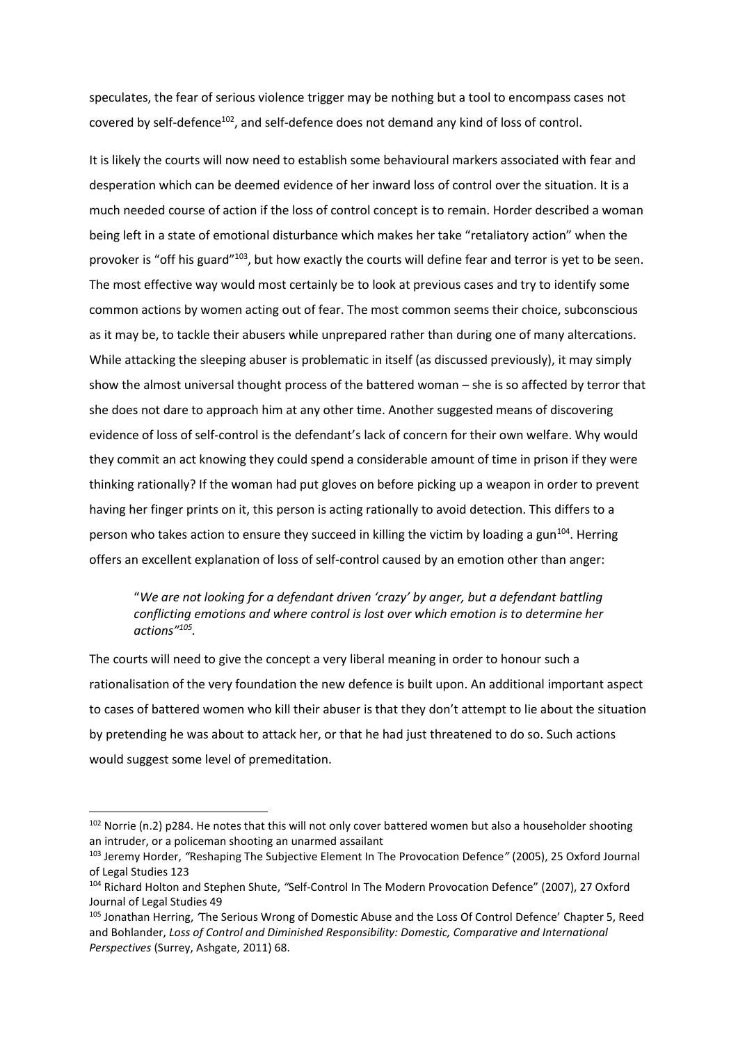speculates, the fear of serious violence trigger may be nothing but a tool to encompass cases not covered by self-defence[102], and self-defence does not demand any kind of loss of control.

It is likely the courts will now need to establish some behavioural markers associated with fear and desperation which can be deemed evidence of her inward loss of control over the situation. It is a much needed course of action if the loss of control concept is to remain. Horder described a woman being left in a state of emotional disturbance which makes her take "retaliatory action" when the provoker is "off his guard"[103], but how exactly the courts will define fear and terror is yet to be seen. The most effective way would most certainly be to look at previous cases and try to identify some common actions by women acting out of fear. The most common seems their choice, subconscious as it may be, to tackle their abusers while unprepared rather than during one of many altercations. While attacking the sleeping abuser is problematic in itself (as discussed previously), it may simply show the almost universal thought process of the battered woman – she is so affected by terror that she does not dare to approach him at any other time. Another suggested means of discovering evidence of loss of self-control is the defendant's lack of concern for their own welfare. Why would they commit an act knowing they could spend a considerable amount of time in prison if they were thinking rationally? If the woman had put gloves on before picking up a weapon in order to prevent having her finger prints on it, this person is acting rationally to avoid detection. This differs to a person who takes action to ensure they succeed in killing the victim by loading a gun[104]. Herring offers an excellent explanation of loss of self-control caused by an emotion other than anger:

> "*We are not looking for a defendant driven 'crazy' by anger, but a defendant battling conflicting emotions and where control is lost over which emotion is to determine her actions"[105].*

The courts will need to give the concept a very liberal meaning in order to honour such a rationalisation of the very foundation the new defence is built upon. An additional important aspect to cases of battered women who kill their abuser is that they don't attempt to lie about the situation by pretending he was about to attack her, or that he had just threatened to do so. Such actions would suggest some level of premeditation.

---

[102] Norrie (n.2) p284. He notes that this will not only cover battered women but also a householder shooting an intruder, or a policeman shooting an unarmed assailant

[103] Jeremy Horder, *"*Reshaping The Subjective Element In The Provocation Defence*"* (2005), 25 Oxford Journal of Legal Studies 123

[104] Richard Holton and Stephen Shute, *"*Self-Control In The Modern Provocation Defence" (2007), 27 Oxford Journal of Legal Studies 49

[105] Jonathan Herring, *'*The Serious Wrong of Domestic Abuse and the Loss Of Control Defence' Chapter 5, Reed and Bohlander, *Loss of Control and Diminished Responsibility: Domestic, Comparative and International Perspectives* (Surrey, Ashgate, 2011) 68.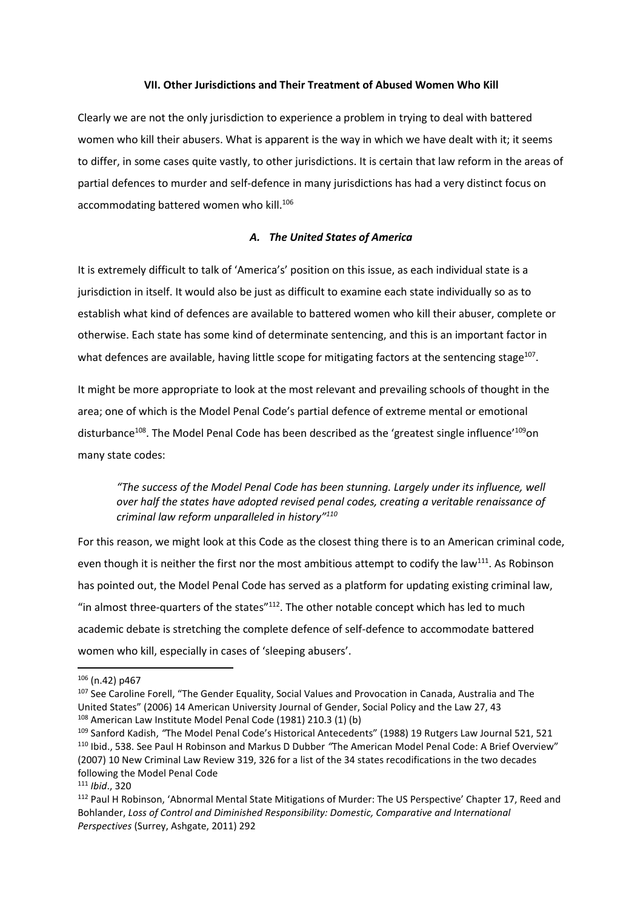## VII. Other Jurisdictions and Their Treatment of Abused Women Who Kill

Clearly we are not the only jurisdiction to experience a problem in trying to deal with battered women who kill their abusers. What is apparent is the way in which we have dealt with it; it seems to differ, in some cases quite vastly, to other jurisdictions. It is certain that law reform in the areas of partial defences to murder and self-defence in many jurisdictions has had a very distinct focus on accommodating battered women who kill.[106]

### *A. The United States of America*

It is extremely difficult to talk of 'America's' position on this issue, as each individual state is a jurisdiction in itself. It would also be just as difficult to examine each state individually so as to establish what kind of defences are available to battered women who kill their abuser, complete or otherwise. Each state has some kind of determinate sentencing, and this is an important factor in what defences are available, having little scope for mitigating factors at the sentencing stage[107].

It might be more appropriate to look at the most relevant and prevailing schools of thought in the area; one of which is the Model Penal Code's partial defence of extreme mental or emotional disturbance[108]. The Model Penal Code has been described as the 'greatest single influence'[109]on many state codes:

> *"The success of the Model Penal Code has been stunning. Largely under its influence, well over half the states have adopted revised penal codes, creating a veritable renaissance of criminal law reform unparalleled in history"*[110]

For this reason, we might look at this Code as the closest thing there is to an American criminal code, even though it is neither the first nor the most ambitious attempt to codify the law[111]. As Robinson has pointed out, the Model Penal Code has served as a platform for updating existing criminal law, "in almost three-quarters of the states"[112]. The other notable concept which has led to much academic debate is stretching the complete defence of self-defence to accommodate battered women who kill, especially in cases of 'sleeping abusers'.

---

[106] (n.42) p467

[107] See Caroline Forell, "The Gender Equality, Social Values and Provocation in Canada, Australia and The United States" (2006) 14 American University Journal of Gender, Social Policy and the Law 27, 43

[108] American Law Institute Model Penal Code (1981) 210.3 (1) (b)

[109] Sanford Kadish, *"*The Model Penal Code's Historical Antecedents" (1988) 19 Rutgers Law Journal 521, 521

[110] Ibid., 538. See Paul H Robinson and Markus D Dubber *"*The American Model Penal Code: A Brief Overview" (2007) 10 New Criminal Law Review 319, 326 for a list of the 34 states recodifications in the two decades following the Model Penal Code

[111] *Ibid*., 320

[112] Paul H Robinson, 'Abnormal Mental State Mitigations of Murder: The US Perspective' Chapter 17, Reed and Bohlander, *Loss of Control and Diminished Responsibility: Domestic, Comparative and International Perspectives* (Surrey, Ashgate, 2011) 292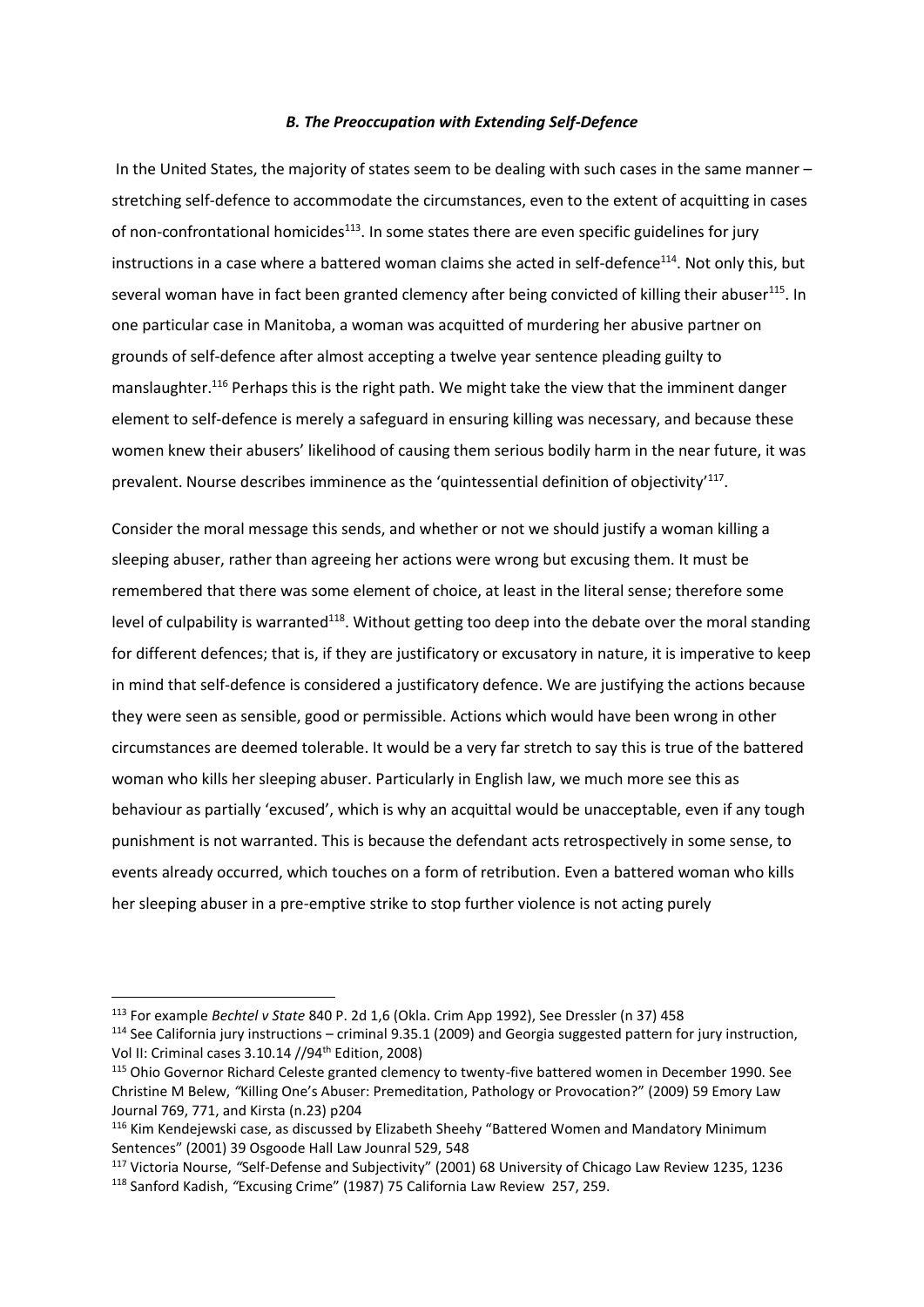### *B. The Preoccupation with Extending Self-Defence*

In the United States, the majority of states seem to be dealing with such cases in the same manner – stretching self-defence to accommodate the circumstances, even to the extent of acquitting in cases of non-confrontational homicides[113]. In some states there are even specific guidelines for jury instructions in a case where a battered woman claims she acted in self-defence[114]. Not only this, but several woman have in fact been granted clemency after being convicted of killing their abuser[115]. In one particular case in Manitoba, a woman was acquitted of murdering her abusive partner on grounds of self-defence after almost accepting a twelve year sentence pleading guilty to manslaughter.[116] Perhaps this is the right path. We might take the view that the imminent danger element to self-defence is merely a safeguard in ensuring killing was necessary, and because these women knew their abusers' likelihood of causing them serious bodily harm in the near future, it was prevalent. Nourse describes imminence as the 'quintessential definition of objectivity'[117].

Consider the moral message this sends, and whether or not we should justify a woman killing a sleeping abuser, rather than agreeing her actions were wrong but excusing them. It must be remembered that there was some element of choice, at least in the literal sense; therefore some level of culpability is warranted[118]. Without getting too deep into the debate over the moral standing for different defences; that is, if they are justificatory or excusatory in nature, it is imperative to keep in mind that self-defence is considered a justificatory defence. We are justifying the actions because they were seen as sensible, good or permissible. Actions which would have been wrong in other circumstances are deemed tolerable. It would be a very far stretch to say this is true of the battered woman who kills her sleeping abuser. Particularly in English law, we much more see this as behaviour as partially 'excused', which is why an acquittal would be unacceptable, even if any tough punishment is not warranted. This is because the defendant acts retrospectively in some sense, to events already occurred, which touches on a form of retribution. Even a battered woman who kills her sleeping abuser in a pre-emptive strike to stop further violence is not acting purely

---

[113] For example *Bechtel v State* 840 P. 2d 1,6 (Okla. Crim App 1992), See Dressler (n 37) 458

[114] See California jury instructions – criminal 9.35.1 (2009) and Georgia suggested pattern for jury instruction, Vol II: Criminal cases 3.10.14 //94th Edition, 2008)

[115] Ohio Governor Richard Celeste granted clemency to twenty-five battered women in December 1990. See Christine M Belew, *"*Killing One's Abuser: Premeditation, Pathology or Provocation?" (2009) 59 Emory Law Journal 769, 771, and Kirsta (n.23) p204

[116] Kim Kendejewski case, as discussed by Elizabeth Sheehy "Battered Women and Mandatory Minimum Sentences" (2001) 39 Osgoode Hall Law Jounral 529, 548

[117] Victoria Nourse, *"*Self-Defense and Subjectivity" (2001) 68 University of Chicago Law Review 1235, 1236

[118] Sanford Kadish, *"*Excusing Crime" (1987) 75 California Law Review 257, 259.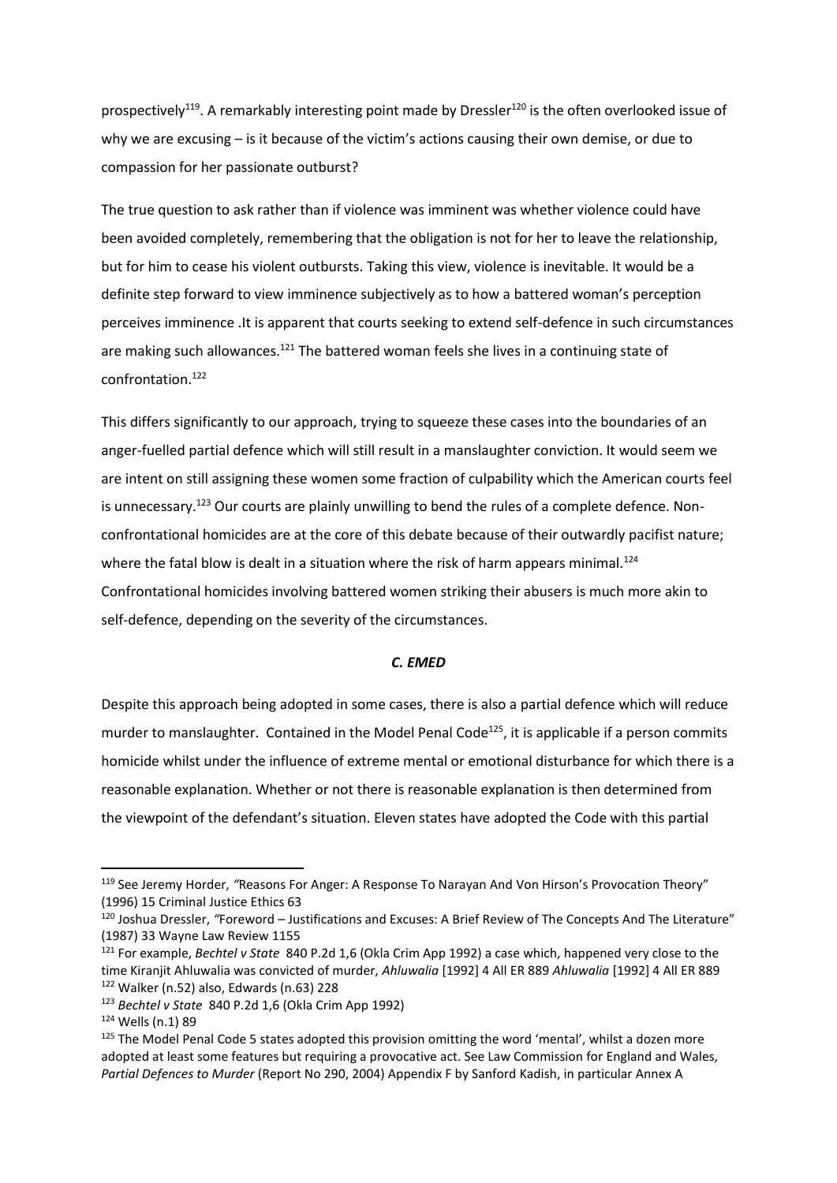prospectively[119]. A remarkably interesting point made by Dressler[120] is the often overlooked issue of why we are excusing – is it because of the victim's actions causing their own demise, or due to compassion for her passionate outburst?

The true question to ask rather than if violence was imminent was whether violence could have been avoided completely, remembering that the obligation is not for her to leave the relationship, but for him to cease his violent outbursts. Taking this view, violence is inevitable. It would be a definite step forward to view imminence subjectively as to how a battered woman's perception perceives imminence .It is apparent that courts seeking to extend self-defence in such circumstances are making such allowances.[121] The battered woman feels she lives in a continuing state of confrontation.[122]

This differs significantly to our approach, trying to squeeze these cases into the boundaries of an anger-fuelled partial defence which will still result in a manslaughter conviction. It would seem we are intent on still assigning these women some fraction of culpability which the American courts feel is unnecessary.[123] Our courts are plainly unwilling to bend the rules of a complete defence. Non-confrontational homicides are at the core of this debate because of their outwardly pacifist nature; where the fatal blow is dealt in a situation where the risk of harm appears minimal.[124] Confrontational homicides involving battered women striking their abusers is much more akin to self-defence, depending on the severity of the circumstances.

### *C. EMED*

Despite this approach being adopted in some cases, there is also a partial defence which will reduce murder to manslaughter. Contained in the Model Penal Code[125], it is applicable if a person commits homicide whilst under the influence of extreme mental or emotional disturbance for which there is a reasonable explanation. Whether or not there is reasonable explanation is then determined from the viewpoint of the defendant's situation. Eleven states have adopted the Code with this partial

---

[119] See Jeremy Horder, *"*Reasons For Anger: A Response To Narayan And Von Hirson's Provocation Theory" (1996) 15 Criminal Justice Ethics 63

[120] Joshua Dressler, *"*Foreword – Justifications and Excuses: A Brief Review of The Concepts And The Literature" (1987) 33 Wayne Law Review 1155

[121] For example, *Bechtel v State* 840 P.2d 1,6 (Okla Crim App 1992) a case which, happened very close to the time Kiranjit Ahluwalia was convicted of murder, *Ahluwalia* [1992] 4 All ER 889 *Ahluwalia* [1992] 4 All ER 889

[122] Walker (n.52) also, Edwards (n.63) 228

[123] *Bechtel v State* 840 P.2d 1,6 (Okla Crim App 1992)

[124] Wells (n.1) 89

[125] The Model Penal Code 5 states adopted this provision omitting the word 'mental', whilst a dozen more adopted at least some features but requiring a provocative act. See Law Commission for England and Wales, *Partial Defences to Murder* (Report No 290, 2004) Appendix F by Sanford Kadish, in particular Annex A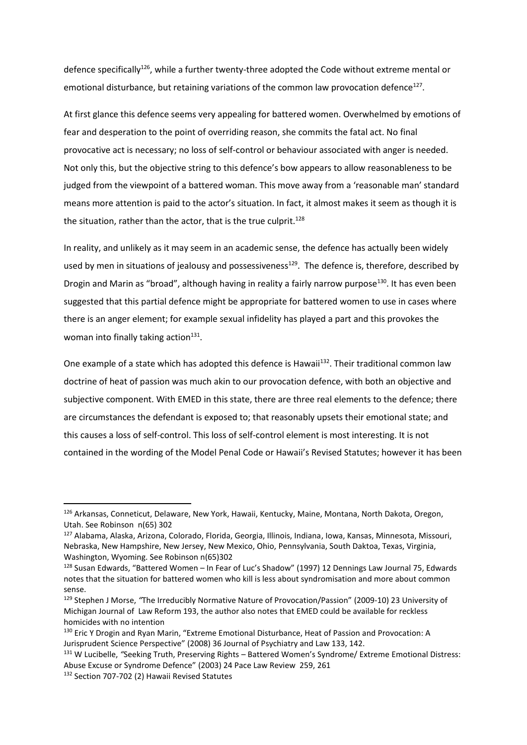defence specifically[126], while a further twenty-three adopted the Code without extreme mental or emotional disturbance, but retaining variations of the common law provocation defence[127].

At first glance this defence seems very appealing for battered women. Overwhelmed by emotions of fear and desperation to the point of overriding reason, she commits the fatal act. No final provocative act is necessary; no loss of self-control or behaviour associated with anger is needed. Not only this, but the objective string to this defence's bow appears to allow reasonableness to be judged from the viewpoint of a battered woman. This move away from a 'reasonable man' standard means more attention is paid to the actor's situation. In fact, it almost makes it seem as though it is the situation, rather than the actor, that is the true culprit.[128]

In reality, and unlikely as it may seem in an academic sense, the defence has actually been widely used by men in situations of jealousy and possessiveness[129]. The defence is, therefore, described by Drogin and Marin as "broad", although having in reality a fairly narrow purpose[130]. It has even been suggested that this partial defence might be appropriate for battered women to use in cases where there is an anger element; for example sexual infidelity has played a part and this provokes the woman into finally taking action[131].

One example of a state which has adopted this defence is Hawaii[132]. Their traditional common law doctrine of heat of passion was much akin to our provocation defence, with both an objective and subjective component. With EMED in this state, there are three real elements to the defence; there are circumstances the defendant is exposed to; that reasonably upsets their emotional state; and this causes a loss of self-control. This loss of self-control element is most interesting. It is not contained in the wording of the Model Penal Code or Hawaii's Revised Statutes; however it has been

---

[126] Arkansas, Conneticut, Delaware, New York, Hawaii, Kentucky, Maine, Montana, North Dakota, Oregon, Utah. See Robinson n(65) 302

[127] Alabama, Alaska, Arizona, Colorado, Florida, Georgia, Illinois, Indiana, Iowa, Kansas, Minnesota, Missouri, Nebraska, New Hampshire, New Jersey, New Mexico, Ohio, Pennsylvania, South Daktoa, Texas, Virginia, Washington, Wyoming. See Robinson n(65)302

[128] Susan Edwards, "Battered Women – In Fear of Luc's Shadow" (1997) 12 Dennings Law Journal 75, Edwards notes that the situation for battered women who kill is less about syndromisation and more about common sense.

[129] Stephen J Morse, "The Irreducibly Normative Nature of Provocation/Passion" (2009-10) 23 University of Michigan Journal of Law Reform 193, the author also notes that EMED could be available for reckless homicides with no intention

[130] Eric Y Drogin and Ryan Marin, "Extreme Emotional Disturbance, Heat of Passion and Provocation: A Jurisprudent Science Perspective" (2008) 36 Journal of Psychiatry and Law 133, 142.

[131] W Lucibelle, "Seeking Truth, Preserving Rights – Battered Women's Syndrome/ Extreme Emotional Distress: Abuse Excuse or Syndrome Defence" (2003) 24 Pace Law Review 259, 261

[132] Section 707-702 (2) Hawaii Revised Statutes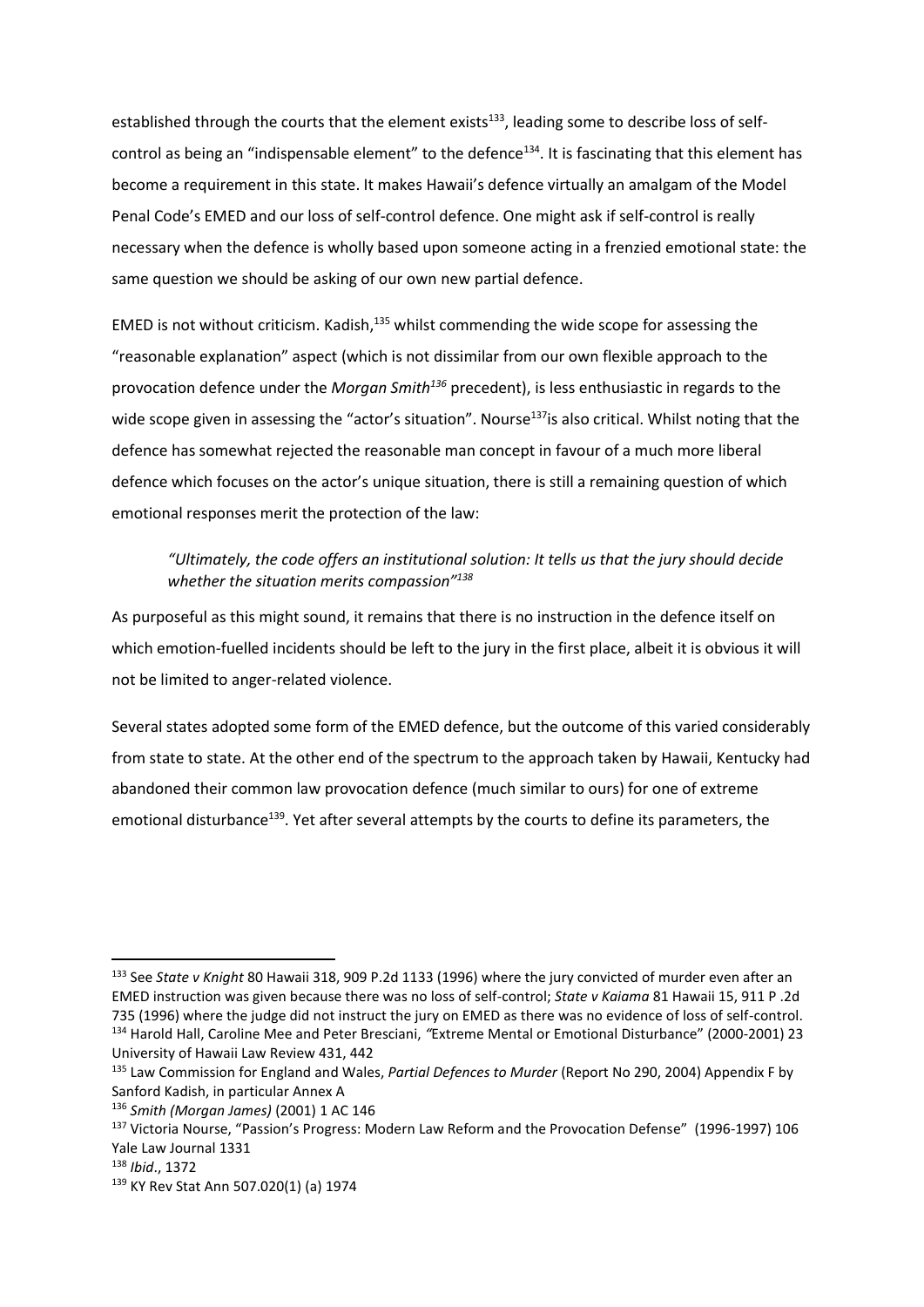established through the courts that the element exists[133], leading some to describe loss of self-control as being an "indispensable element" to the defence[134]. It is fascinating that this element has become a requirement in this state. It makes Hawaii's defence virtually an amalgam of the Model Penal Code's EMED and our loss of self-control defence. One might ask if self-control is really necessary when the defence is wholly based upon someone acting in a frenzied emotional state: the same question we should be asking of our own new partial defence.

EMED is not without criticism. Kadish,[135] whilst commending the wide scope for assessing the "reasonable explanation" aspect (which is not dissimilar from our own flexible approach to the provocation defence under the *Morgan Smith*[136] precedent), is less enthusiastic in regards to the wide scope given in assessing the "actor's situation". Nourse[137] is also critical. Whilst noting that the defence has somewhat rejected the reasonable man concept in favour of a much more liberal defence which focuses on the actor's unique situation, there is still a remaining question of which emotional responses merit the protection of the law:

> *"Ultimately, the code offers an institutional solution: It tells us that the jury should decide whether the situation merits compassion"*[138]

As purposeful as this might sound, it remains that there is no instruction in the defence itself on which emotion-fuelled incidents should be left to the jury in the first place, albeit it is obvious it will not be limited to anger-related violence.

Several states adopted some form of the EMED defence, but the outcome of this varied considerably from state to state. At the other end of the spectrum to the approach taken by Hawaii, Kentucky had abandoned their common law provocation defence (much similar to ours) for one of extreme emotional disturbance[139]. Yet after several attempts by the courts to define its parameters, the

---

[133] See *State v Knight* 80 Hawaii 318, 909 P.2d 1133 (1996) where the jury convicted of murder even after an EMED instruction was given because there was no loss of self-control; *State v Kaiama* 81 Hawaii 15, 911 P .2d 735 (1996) where the judge did not instruct the jury on EMED as there was no evidence of loss of self-control.

[134] Harold Hall, Caroline Mee and Peter Bresciani, *"*Extreme Mental or Emotional Disturbance" (2000-2001) 23 University of Hawaii Law Review 431, 442

[135] Law Commission for England and Wales, *Partial Defences to Murder* (Report No 290, 2004) Appendix F by Sanford Kadish, in particular Annex A

[136] *Smith (Morgan James)* (2001) 1 AC 146

[137] Victoria Nourse, "Passion's Progress: Modern Law Reform and the Provocation Defense" (1996-1997) 106 Yale Law Journal 1331

[138] *Ibid*., 1372

[139] KY Rev Stat Ann 507.020(1) (a) 1974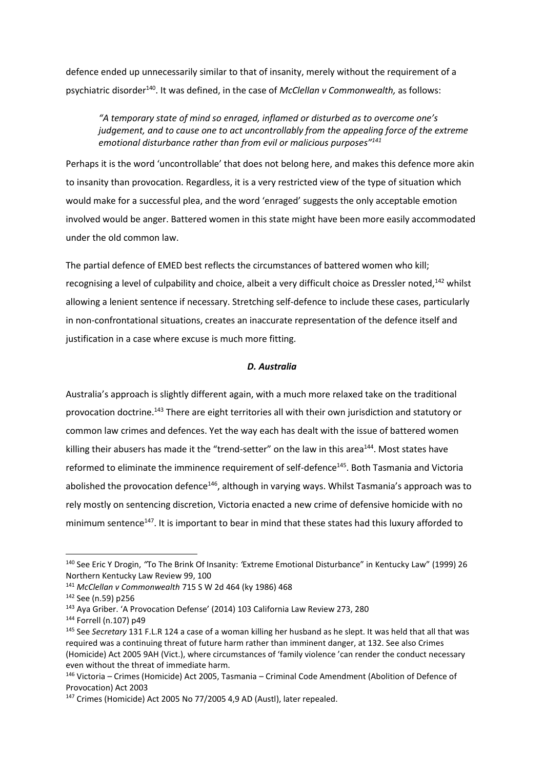defence ended up unnecessarily similar to that of insanity, merely without the requirement of a psychiatric disorder[140]. It was defined, in the case of *McClellan v Commonwealth,* as follows:

> *"A temporary state of mind so enraged, inflamed or disturbed as to overcome one's judgement, and to cause one to act uncontrollably from the appealing force of the extreme emotional disturbance rather than from evil or malicious purposes"[141]*

Perhaps it is the word 'uncontrollable' that does not belong here, and makes this defence more akin to insanity than provocation. Regardless, it is a very restricted view of the type of situation which would make for a successful plea, and the word 'enraged' suggests the only acceptable emotion involved would be anger. Battered women in this state might have been more easily accommodated under the old common law.

The partial defence of EMED best reflects the circumstances of battered women who kill; recognising a level of culpability and choice, albeit a very difficult choice as Dressler noted,[142] whilst allowing a lenient sentence if necessary. Stretching self-defence to include these cases, particularly in non-confrontational situations, creates an inaccurate representation of the defence itself and justification in a case where excuse is much more fitting.

### *D. Australia*

Australia's approach is slightly different again, with a much more relaxed take on the traditional provocation doctrine.[143] There are eight territories all with their own jurisdiction and statutory or common law crimes and defences. Yet the way each has dealt with the issue of battered women killing their abusers has made it the "trend-setter" on the law in this area[144]. Most states have reformed to eliminate the imminence requirement of self-defence[145]. Both Tasmania and Victoria abolished the provocation defence[146], although in varying ways. Whilst Tasmania's approach was to rely mostly on sentencing discretion, Victoria enacted a new crime of defensive homicide with no minimum sentence[147]. It is important to bear in mind that these states had this luxury afforded to

---

[140] See Eric Y Drogin, "To The Brink Of Insanity: 'Extreme Emotional Disturbance" in Kentucky Law" (1999) 26 Northern Kentucky Law Review 99, 100

[141] *McClellan v Commonwealth* 715 S W 2d 464 (ky 1986) 468

[142] See (n.59) p256

[143] Aya Griber. 'A Provocation Defense' (2014) 103 California Law Review 273, 280

[144] Forrell (n.107) p49

[145] See *Secretary* 131 F.L.R 124 a case of a woman killing her husband as he slept. It was held that all that was required was a continuing threat of future harm rather than imminent danger, at 132. See also Crimes (Homicide) Act 2005 9AH (Vict.), where circumstances of 'family violence 'can render the conduct necessary even without the threat of immediate harm.

[146] Victoria – Crimes (Homicide) Act 2005, Tasmania – Criminal Code Amendment (Abolition of Defence of Provocation) Act 2003

[147] Crimes (Homicide) Act 2005 No 77/2005 4,9 AD (Austl), later repealed.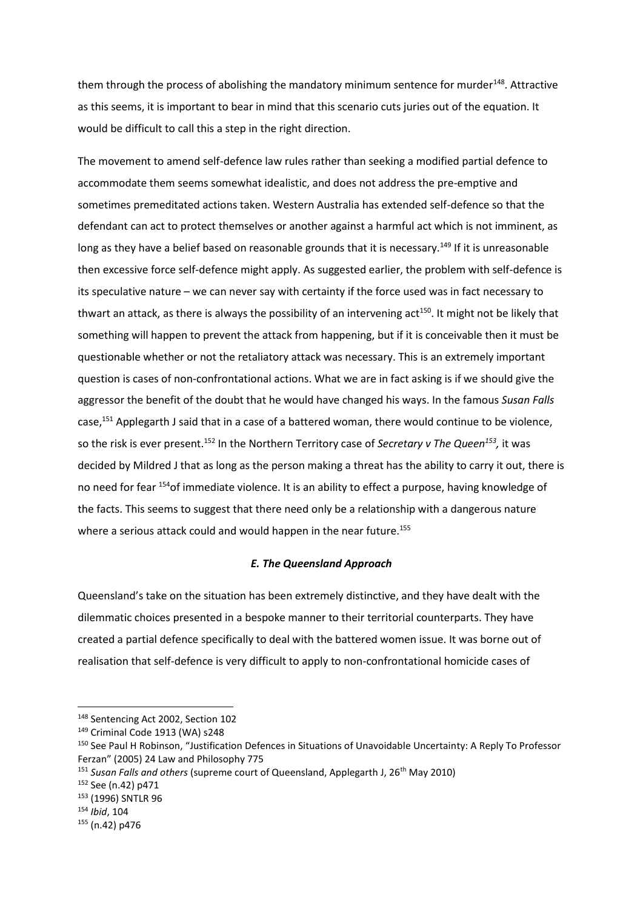them through the process of abolishing the mandatory minimum sentence for murder[148]. Attractive as this seems, it is important to bear in mind that this scenario cuts juries out of the equation. It would be difficult to call this a step in the right direction.

The movement to amend self-defence law rules rather than seeking a modified partial defence to accommodate them seems somewhat idealistic, and does not address the pre-emptive and sometimes premeditated actions taken. Western Australia has extended self-defence so that the defendant can act to protect themselves or another against a harmful act which is not imminent, as long as they have a belief based on reasonable grounds that it is necessary.[149] If it is unreasonable then excessive force self-defence might apply. As suggested earlier, the problem with self-defence is its speculative nature – we can never say with certainty if the force used was in fact necessary to thwart an attack, as there is always the possibility of an intervening act[150]. It might not be likely that something will happen to prevent the attack from happening, but if it is conceivable then it must be questionable whether or not the retaliatory attack was necessary. This is an extremely important question is cases of non-confrontational actions. What we are in fact asking is if we should give the aggressor the benefit of the doubt that he would have changed his ways. In the famous *Susan Falls* case,[151] Applegarth J said that in a case of a battered woman, there would continue to be violence, so the risk is ever present.[152] In the Northern Territory case of *Secretary v The Queen*[153], it was decided by Mildred J that as long as the person making a threat has the ability to carry it out, there is no need for fear [154]of immediate violence. It is an ability to effect a purpose, having knowledge of the facts. This seems to suggest that there need only be a relationship with a dangerous nature where a serious attack could and would happen in the near future.[155]

### *E. The Queensland Approach*

Queensland's take on the situation has been extremely distinctive, and they have dealt with the dilemmatic choices presented in a bespoke manner to their territorial counterparts. They have created a partial defence specifically to deal with the battered women issue. It was borne out of realisation that self-defence is very difficult to apply to non-confrontational homicide cases of

---

[148] Sentencing Act 2002, Section 102

[149] Criminal Code 1913 (WA) s248

[150] See Paul H Robinson, "Justification Defences in Situations of Unavoidable Uncertainty: A Reply To Professor Ferzan" (2005) 24 Law and Philosophy 775

[151] *Susan Falls and others* (supreme court of Queensland, Applegarth J, 26th May 2010)

[152] See (n.42) p471

[153] (1996) SNTLR 96

[154] *Ibid*, 104

[155] (n.42) p476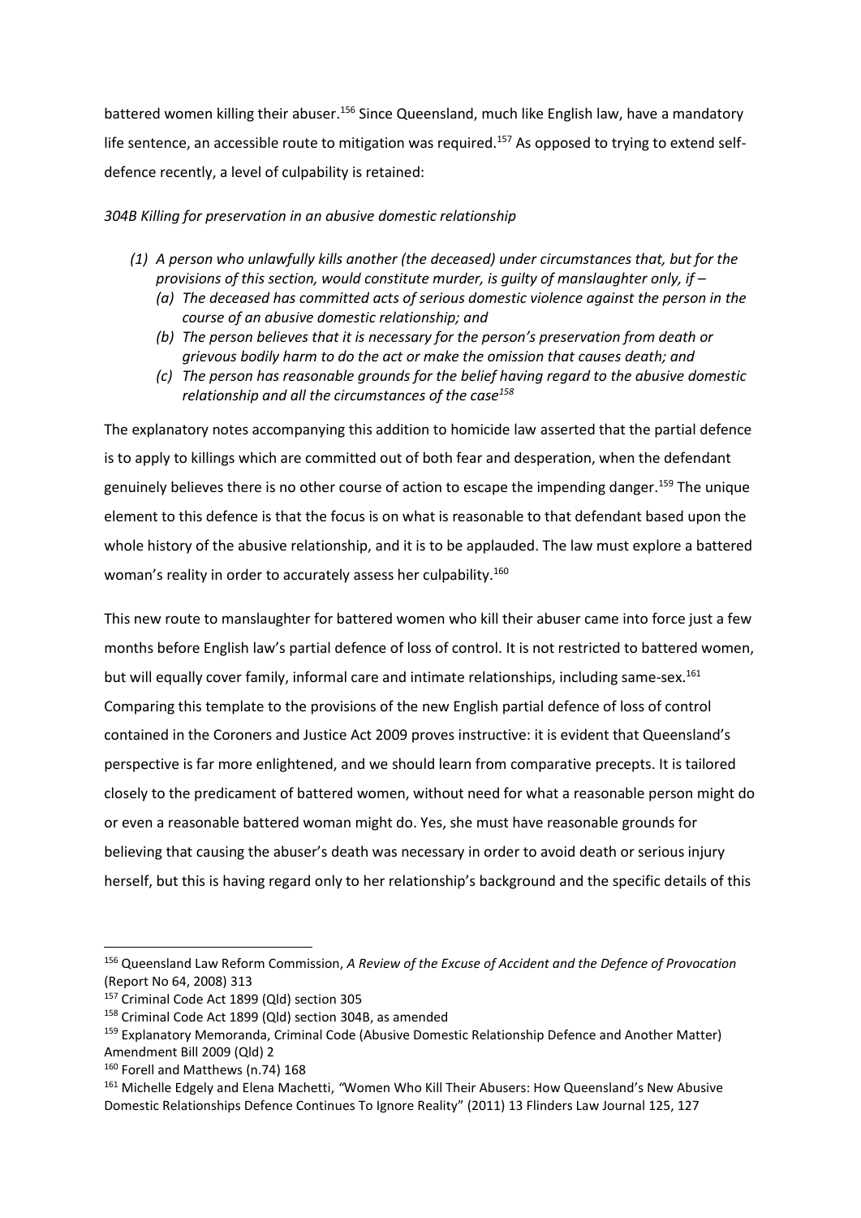battered women killing their abuser.[156] Since Queensland, much like English law, have a mandatory life sentence, an accessible route to mitigation was required.[157] As opposed to trying to extend self-defence recently, a level of culpability is retained:

*304B Killing for preservation in an abusive domestic relationship*

- *(1) A person who unlawfully kills another (the deceased) under circumstances that, but for the provisions of this section, would constitute murder, is guilty of manslaughter only, if –*
  - *(a) The deceased has committed acts of serious domestic violence against the person in the course of an abusive domestic relationship; and*
  - *(b) The person believes that it is necessary for the person's preservation from death or grievous bodily harm to do the act or make the omission that causes death; and*
  - *(c) The person has reasonable grounds for the belief having regard to the abusive domestic relationship and all the circumstances of the case[158]*

The explanatory notes accompanying this addition to homicide law asserted that the partial defence is to apply to killings which are committed out of both fear and desperation, when the defendant genuinely believes there is no other course of action to escape the impending danger.[159] The unique element to this defence is that the focus is on what is reasonable to that defendant based upon the whole history of the abusive relationship, and it is to be applauded. The law must explore a battered woman's reality in order to accurately assess her culpability.[160]

This new route to manslaughter for battered women who kill their abuser came into force just a few months before English law's partial defence of loss of control. It is not restricted to battered women, but will equally cover family, informal care and intimate relationships, including same-sex.[161] Comparing this template to the provisions of the new English partial defence of loss of control contained in the Coroners and Justice Act 2009 proves instructive: it is evident that Queensland's perspective is far more enlightened, and we should learn from comparative precepts. It is tailored closely to the predicament of battered women, without need for what a reasonable person might do or even a reasonable battered woman might do. Yes, she must have reasonable grounds for believing that causing the abuser's death was necessary in order to avoid death or serious injury herself, but this is having regard only to her relationship's background and the specific details of this

---

[156] Queensland Law Reform Commission, *A Review of the Excuse of Accident and the Defence of Provocation* (Report No 64, 2008) 313

[157] Criminal Code Act 1899 (Qld) section 305

[158] Criminal Code Act 1899 (Qld) section 304B, as amended

[159] Explanatory Memoranda, Criminal Code (Abusive Domestic Relationship Defence and Another Matter) Amendment Bill 2009 (Qld) 2

[160] Forell and Matthews (n.74) 168

[161] Michelle Edgely and Elena Machetti, "Women Who Kill Their Abusers: How Queensland's New Abusive Domestic Relationships Defence Continues To Ignore Reality" (2011) 13 Flinders Law Journal 125, 127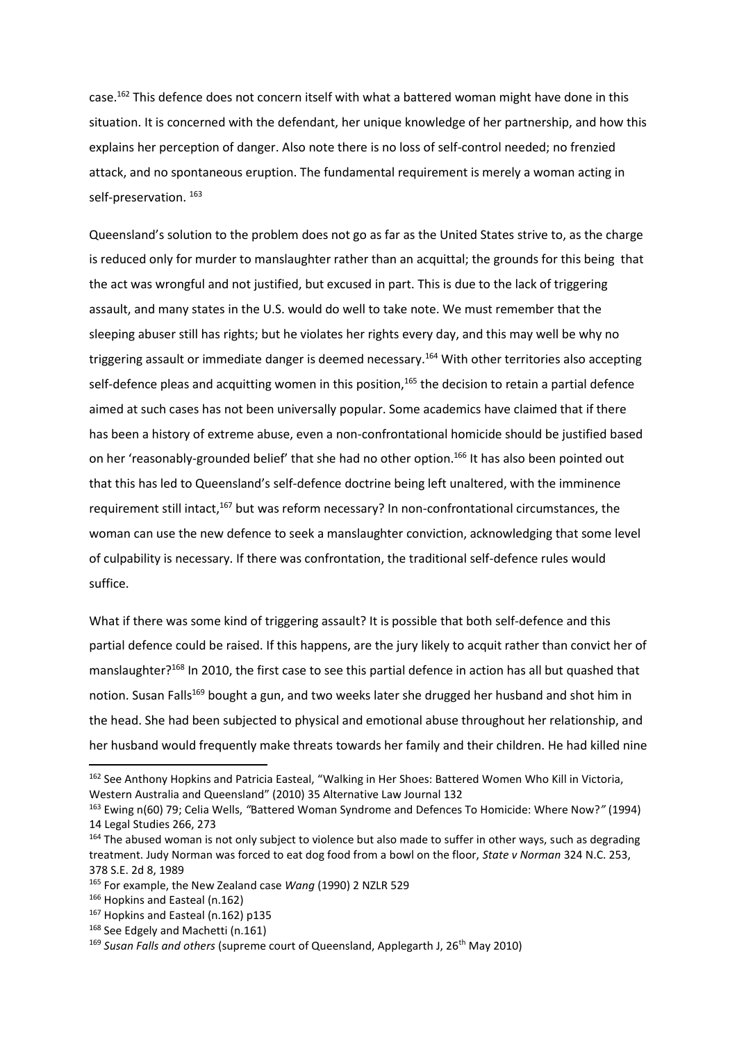case.[162] This defence does not concern itself with what a battered woman might have done in this situation. It is concerned with the defendant, her unique knowledge of her partnership, and how this explains her perception of danger. Also note there is no loss of self-control needed; no frenzied attack, and no spontaneous eruption. The fundamental requirement is merely a woman acting in self-preservation. [163]

Queensland's solution to the problem does not go as far as the United States strive to, as the charge is reduced only for murder to manslaughter rather than an acquittal; the grounds for this being that the act was wrongful and not justified, but excused in part. This is due to the lack of triggering assault, and many states in the U.S. would do well to take note. We must remember that the sleeping abuser still has rights; but he violates her rights every day, and this may well be why no triggering assault or immediate danger is deemed necessary.[164] With other territories also accepting self-defence pleas and acquitting women in this position,[165] the decision to retain a partial defence aimed at such cases has not been universally popular. Some academics have claimed that if there has been a history of extreme abuse, even a non-confrontational homicide should be justified based on her 'reasonably-grounded belief' that she had no other option.[166] It has also been pointed out that this has led to Queensland's self-defence doctrine being left unaltered, with the imminence requirement still intact,[167] but was reform necessary? In non-confrontational circumstances, the woman can use the new defence to seek a manslaughter conviction, acknowledging that some level of culpability is necessary. If there was confrontation, the traditional self-defence rules would suffice.

What if there was some kind of triggering assault? It is possible that both self-defence and this partial defence could be raised. If this happens, are the jury likely to acquit rather than convict her of manslaughter?[168] In 2010, the first case to see this partial defence in action has all but quashed that notion. Susan Falls[169] bought a gun, and two weeks later she drugged her husband and shot him in the head. She had been subjected to physical and emotional abuse throughout her relationship, and her husband would frequently make threats towards her family and their children. He had killed nine

---

[162] See Anthony Hopkins and Patricia Easteal, "Walking in Her Shoes: Battered Women Who Kill in Victoria, Western Australia and Queensland" (2010) 35 Alternative Law Journal 132

[163] Ewing n(60) 79; Celia Wells, *"*Battered Woman Syndrome and Defences To Homicide: Where Now?*"* (1994) 14 Legal Studies 266, 273

[164] The abused woman is not only subject to violence but also made to suffer in other ways, such as degrading treatment. Judy Norman was forced to eat dog food from a bowl on the floor, *State v Norman* 324 N.C. 253, 378 S.E. 2d 8, 1989

[165] For example, the New Zealand case *Wang* (1990) 2 NZLR 529

[166] Hopkins and Easteal (n.162)

[167] Hopkins and Easteal (n.162) p135

[168] See Edgely and Machetti (n.161)

[169] *Susan Falls and others* (supreme court of Queensland, Applegarth J, 26th May 2010)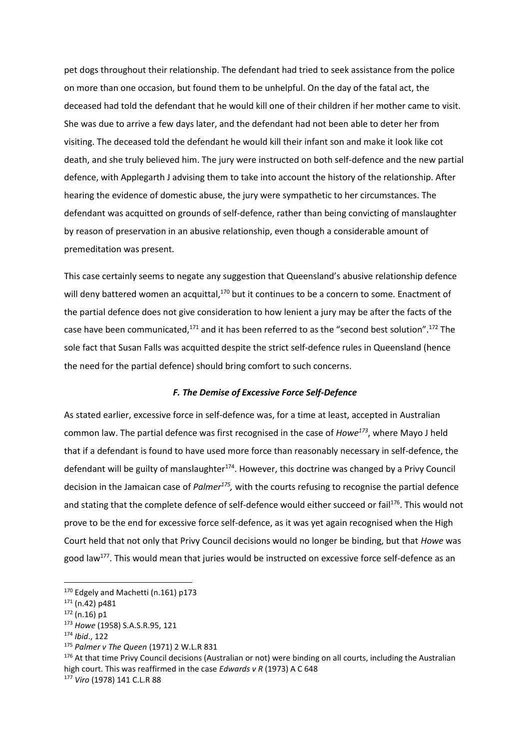pet dogs throughout their relationship. The defendant had tried to seek assistance from the police on more than one occasion, but found them to be unhelpful. On the day of the fatal act, the deceased had told the defendant that he would kill one of their children if her mother came to visit. She was due to arrive a few days later, and the defendant had not been able to deter her from visiting. The deceased told the defendant he would kill their infant son and make it look like cot death, and she truly believed him. The jury were instructed on both self-defence and the new partial defence, with Applegarth J advising them to take into account the history of the relationship. After hearing the evidence of domestic abuse, the jury were sympathetic to her circumstances. The defendant was acquitted on grounds of self-defence, rather than being convicting of manslaughter by reason of preservation in an abusive relationship, even though a considerable amount of premeditation was present.

This case certainly seems to negate any suggestion that Queensland's abusive relationship defence will deny battered women an acquittal,[170] but it continues to be a concern to some. Enactment of the partial defence does not give consideration to how lenient a jury may be after the facts of the case have been communicated,[171] and it has been referred to as the "second best solution".[172] The sole fact that Susan Falls was acquitted despite the strict self-defence rules in Queensland (hence the need for the partial defence) should bring comfort to such concerns.

### *F. The Demise of Excessive Force Self-Defence*

As stated earlier, excessive force in self-defence was, for a time at least, accepted in Australian common law. The partial defence was first recognised in the case of *Howe*[173], where Mayo J held that if a defendant is found to have used more force than reasonably necessary in self-defence, the defendant will be guilty of manslaughter[174]. However, this doctrine was changed by a Privy Council decision in the Jamaican case of *Palmer*[175], with the courts refusing to recognise the partial defence and stating that the complete defence of self-defence would either succeed or fail[176]. This would not prove to be the end for excessive force self-defence, as it was yet again recognised when the High Court held that not only that Privy Council decisions would no longer be binding, but that *Howe* was good law[177]. This would mean that juries would be instructed on excessive force self-defence as an

---

[170] Edgely and Machetti (n.161) p173

[171] (n.42) p481

[172] (n.16) p1

[173] *Howe* (1958) S.A.S.R.95, 121

[174] *Ibid*., 122

[175] *Palmer v The Queen* (1971) 2 W.L.R 831

[176] At that time Privy Council decisions (Australian or not) were binding on all courts, including the Australian high court. This was reaffirmed in the case *Edwards v R* (1973) A C 648

[177] *Viro* (1978) 141 C.L.R 88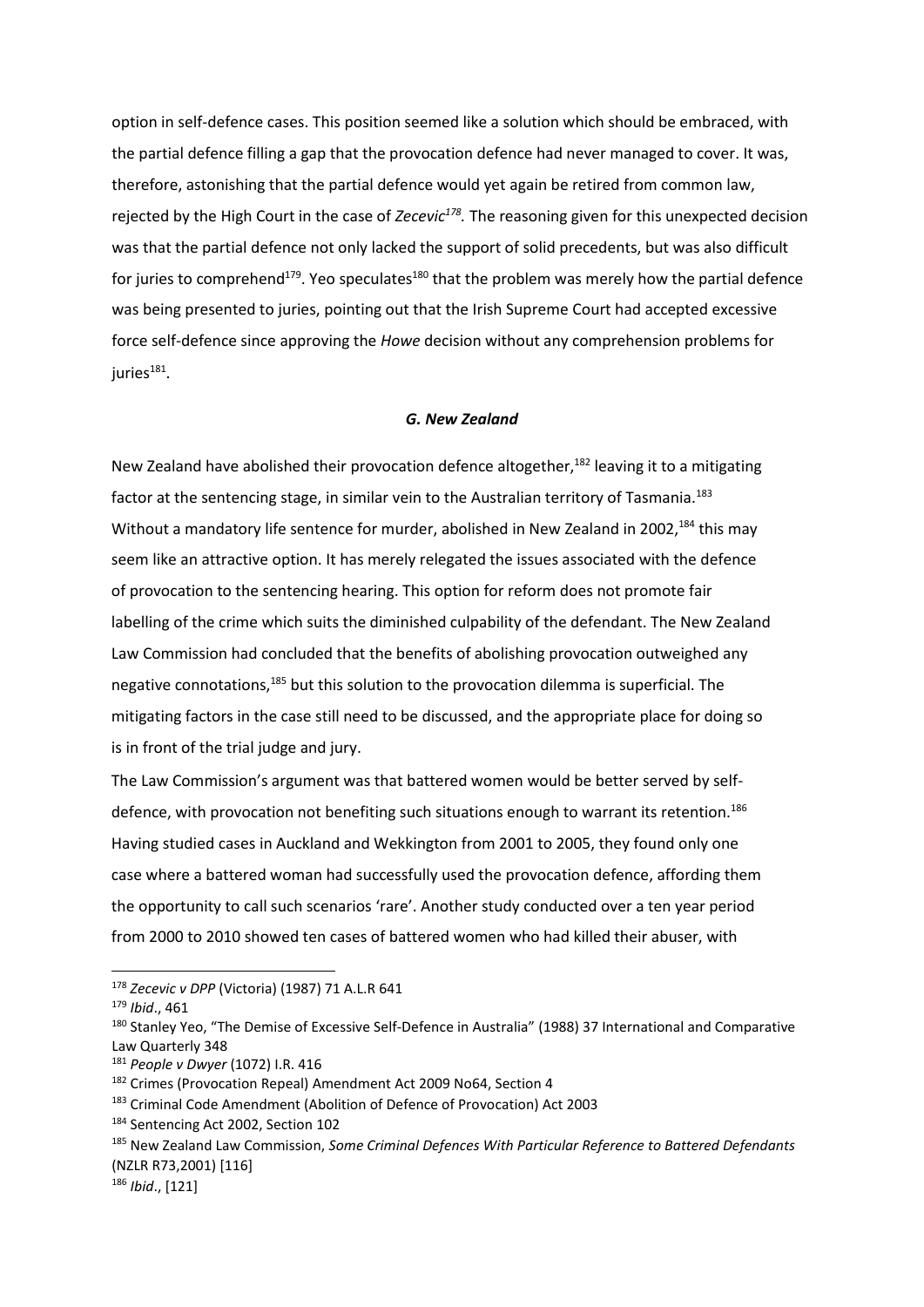option in self-defence cases. This position seemed like a solution which should be embraced, with the partial defence filling a gap that the provocation defence had never managed to cover. It was, therefore, astonishing that the partial defence would yet again be retired from common law, rejected by the High Court in the case of *Zecevic*[178]. The reasoning given for this unexpected decision was that the partial defence not only lacked the support of solid precedents, but was also difficult for juries to comprehend[179]. Yeo speculates[180] that the problem was merely how the partial defence was being presented to juries, pointing out that the Irish Supreme Court had accepted excessive force self-defence since approving the *Howe* decision without any comprehension problems for juries[181].

### *G. New Zealand*

New Zealand have abolished their provocation defence altogether,[182] leaving it to a mitigating factor at the sentencing stage, in similar vein to the Australian territory of Tasmania.[183] Without a mandatory life sentence for murder, abolished in New Zealand in 2002,[184] this may seem like an attractive option. It has merely relegated the issues associated with the defence of provocation to the sentencing hearing. This option for reform does not promote fair labelling of the crime which suits the diminished culpability of the defendant. The New Zealand Law Commission had concluded that the benefits of abolishing provocation outweighed any negative connotations,[185] but this solution to the provocation dilemma is superficial. The mitigating factors in the case still need to be discussed, and the appropriate place for doing so is in front of the trial judge and jury.

The Law Commission's argument was that battered women would be better served by self-defence, with provocation not benefiting such situations enough to warrant its retention.[186] Having studied cases in Auckland and Wekkington from 2001 to 2005, they found only one case where a battered woman had successfully used the provocation defence, affording them the opportunity to call such scenarios 'rare'. Another study conducted over a ten year period from 2000 to 2010 showed ten cases of battered women who had killed their abuser, with

---

[178] *Zecevic v DPP* (Victoria) (1987) 71 A.L.R 641

[179] *Ibid*., 461

[180] Stanley Yeo, "The Demise of Excessive Self-Defence in Australia" (1988) 37 International and Comparative Law Quarterly 348

[181] *People v Dwyer* (1072) I.R. 416

[182] Crimes (Provocation Repeal) Amendment Act 2009 No64, Section 4

[183] Criminal Code Amendment (Abolition of Defence of Provocation) Act 2003

[184] Sentencing Act 2002, Section 102

[185] New Zealand Law Commission, *Some Criminal Defences With Particular Reference to Battered Defendants* (NZLR R73,2001) [116]

[186] *Ibid*., [121]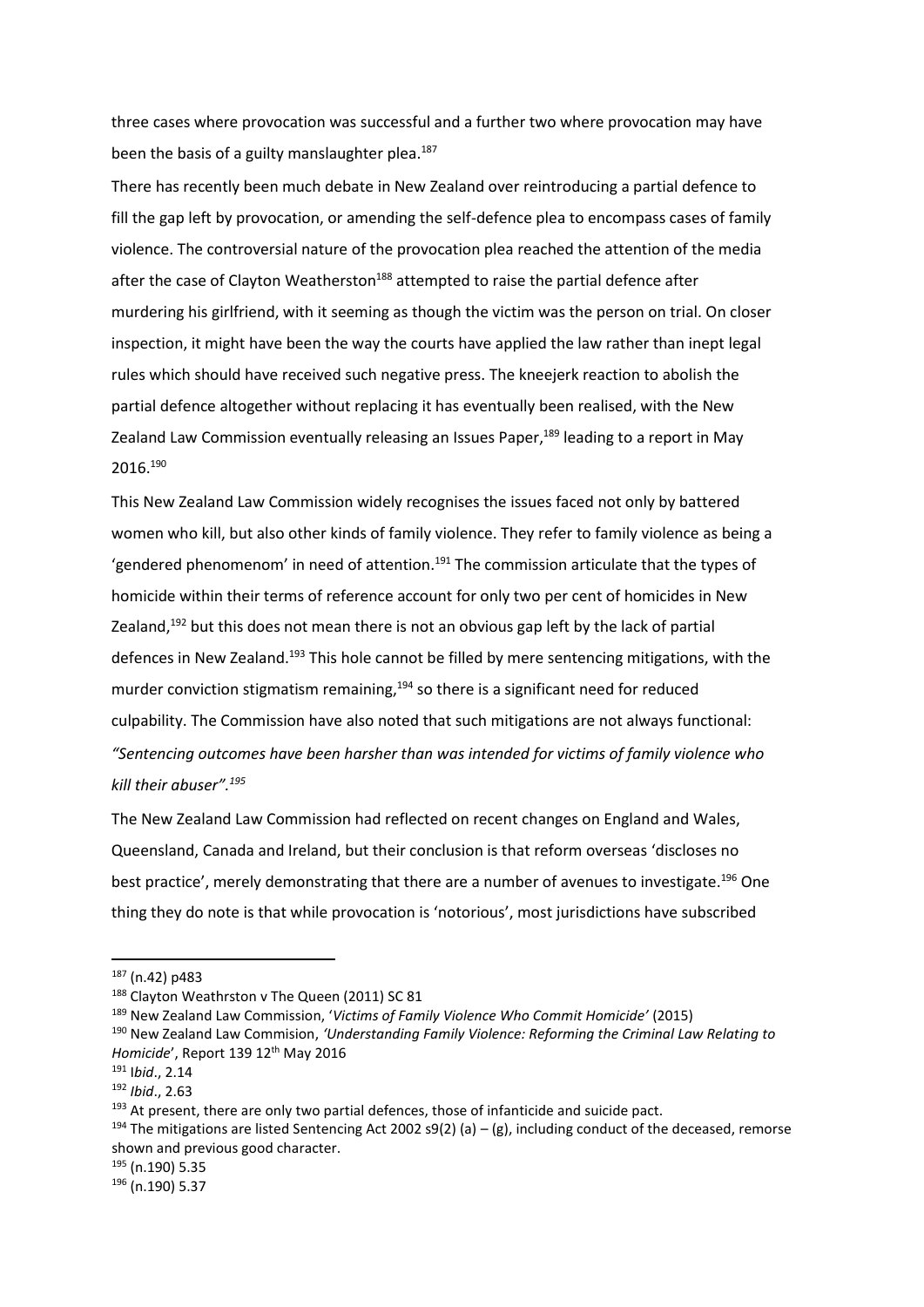three cases where provocation was successful and a further two where provocation may have been the basis of a guilty manslaughter plea.[187]

There has recently been much debate in New Zealand over reintroducing a partial defence to fill the gap left by provocation, or amending the self-defence plea to encompass cases of family violence. The controversial nature of the provocation plea reached the attention of the media after the case of Clayton Weatherston[188] attempted to raise the partial defence after murdering his girlfriend, with it seeming as though the victim was the person on trial. On closer inspection, it might have been the way the courts have applied the law rather than inept legal rules which should have received such negative press. The kneejerk reaction to abolish the partial defence altogether without replacing it has eventually been realised, with the New Zealand Law Commission eventually releasing an Issues Paper,[189] leading to a report in May 2016.[190]

This New Zealand Law Commission widely recognises the issues faced not only by battered women who kill, but also other kinds of family violence. They refer to family violence as being a 'gendered phenomenom' in need of attention.[191] The commission articulate that the types of homicide within their terms of reference account for only two per cent of homicides in New Zealand,[192] but this does not mean there is not an obvious gap left by the lack of partial defences in New Zealand.[193] This hole cannot be filled by mere sentencing mitigations, with the murder conviction stigmatism remaining,[194] so there is a significant need for reduced culpability. The Commission have also noted that such mitigations are not always functional: *"Sentencing outcomes have been harsher than was intended for victims of family violence who kill their abuser".[195]*

The New Zealand Law Commission had reflected on recent changes on England and Wales, Queensland, Canada and Ireland, but their conclusion is that reform overseas 'discloses no best practice', merely demonstrating that there are a number of avenues to investigate.[196] One thing they do note is that while provocation is 'notorious', most jurisdictions have subscribed

---

[187] (n.42) p483

[188] Clayton Weathrston v The Queen (2011) SC 81

[189] New Zealand Law Commission, '*Victims of Family Violence Who Commit Homicide'* (2015)

[190] New Zealand Law Commision, *'Understanding Family Violence: Reforming the Criminal Law Relating to Homicide*', Report 139 12th May 2016

[191] I*bid*., 2.14

[192] *Ibid*., 2.63

[193] At present, there are only two partial defences, those of infanticide and suicide pact.

[194] The mitigations are listed Sentencing Act 2002 s9(2) (a) – (g), including conduct of the deceased, remorse shown and previous good character.

[195] (n.190) 5.35

[196] (n.190) 5.37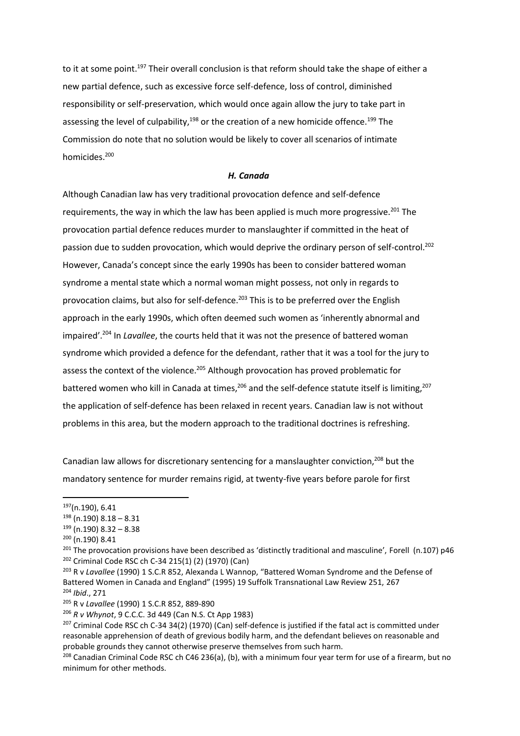to it at some point.[197] Their overall conclusion is that reform should take the shape of either a new partial defence, such as excessive force self-defence, loss of control, diminished responsibility or self-preservation, which would once again allow the jury to take part in assessing the level of culpability,[198] or the creation of a new homicide offence.[199] The Commission do note that no solution would be likely to cover all scenarios of intimate homicides.[200]

### *H. Canada*

Although Canadian law has very traditional provocation defence and self-defence requirements, the way in which the law has been applied is much more progressive.[201] The provocation partial defence reduces murder to manslaughter if committed in the heat of passion due to sudden provocation, which would deprive the ordinary person of self-control.[202] However, Canada's concept since the early 1990s has been to consider battered woman syndrome a mental state which a normal woman might possess, not only in regards to provocation claims, but also for self-defence.[203] This is to be preferred over the English approach in the early 1990s, which often deemed such women as 'inherently abnormal and impaired'.[204] In *Lavallee*, the courts held that it was not the presence of battered woman syndrome which provided a defence for the defendant, rather that it was a tool for the jury to assess the context of the violence.[205] Although provocation has proved problematic for battered women who kill in Canada at times,[206] and the self-defence statute itself is limiting,[207] the application of self-defence has been relaxed in recent years. Canadian law is not without problems in this area, but the modern approach to the traditional doctrines is refreshing.

Canadian law allows for discretionary sentencing for a manslaughter conviction,[208] but the mandatory sentence for murder remains rigid, at twenty-five years before parole for first

---

[197](n.190), 6.41

[198] (n.190) 8.18 – 8.31

[199] (n.190) 8.32 – 8.38

[200] (n.190) 8.41

[201] The provocation provisions have been described as 'distinctly traditional and masculine', Forell (n.107) p46

[202] Criminal Code RSC ch C-34 215(1) (2) (1970) (Can)

[203] R v *Lavallee* (1990) 1 S.C.R 852, Alexanda L Wannop, "Battered Woman Syndrome and the Defense of Battered Women in Canada and England" (1995) 19 Suffolk Transnational Law Review 251, 267

[204] *Ibid*., 271

[205] R v *Lavallee* (1990) 1 S.C.R 852, 889-890

[206] *R v Whynot*, 9 C.C.C. 3d 449 (Can N.S. Ct App 1983)

[207] Criminal Code RSC ch C-34 34(2) (1970) (Can) self-defence is justified if the fatal act is committed under reasonable apprehension of death of grevious bodily harm, and the defendant believes on reasonable and probable grounds they cannot otherwise preserve themselves from such harm.

[208] Canadian Criminal Code RSC ch C46 236(a), (b), with a minimum four year term for use of a firearm, but no minimum for other methods.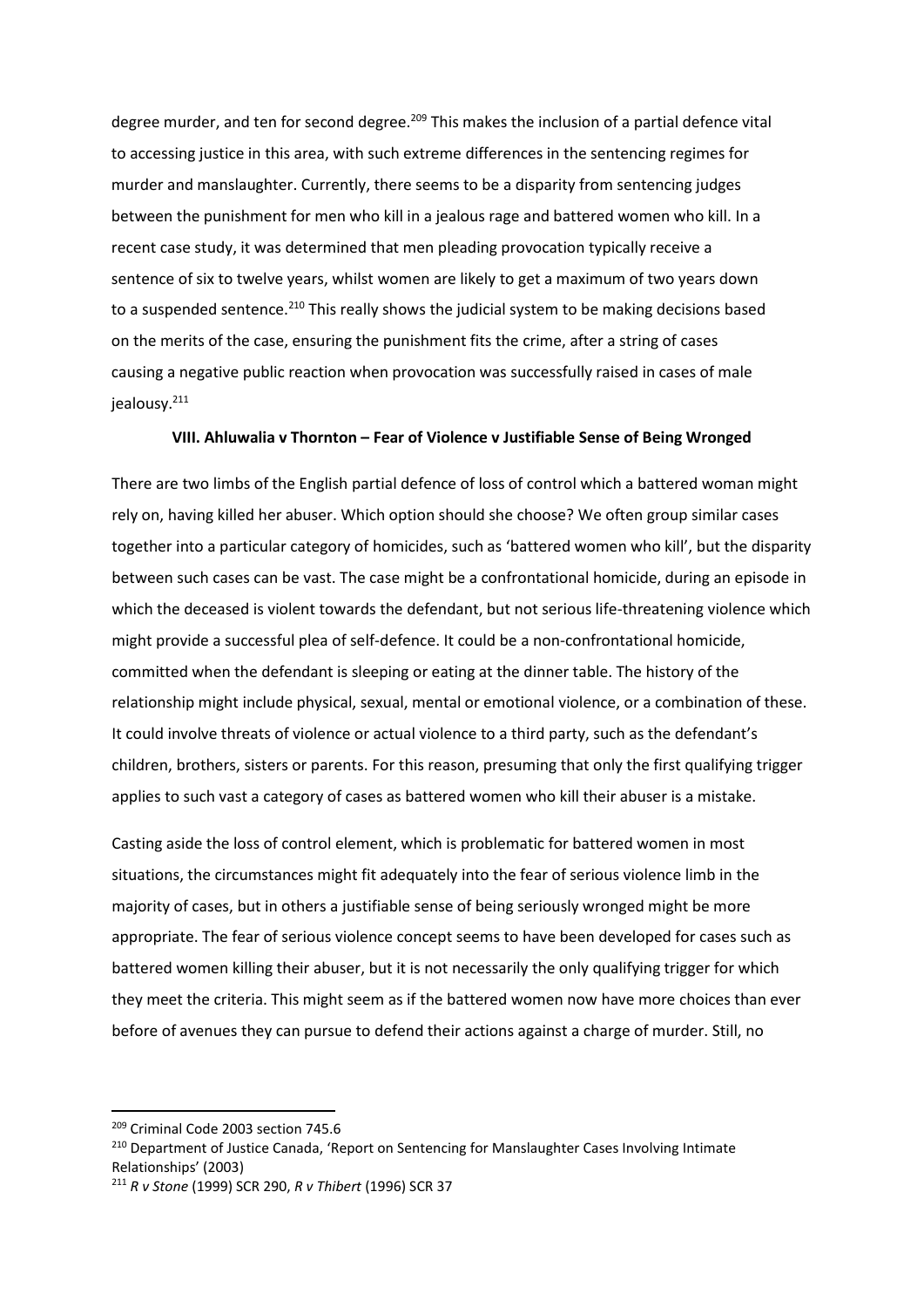degree murder, and ten for second degree.[209] This makes the inclusion of a partial defence vital to accessing justice in this area, with such extreme differences in the sentencing regimes for murder and manslaughter. Currently, there seems to be a disparity from sentencing judges between the punishment for men who kill in a jealous rage and battered women who kill. In a recent case study, it was determined that men pleading provocation typically receive a sentence of six to twelve years, whilst women are likely to get a maximum of two years down to a suspended sentence.[210] This really shows the judicial system to be making decisions based on the merits of the case, ensuring the punishment fits the crime, after a string of cases causing a negative public reaction when provocation was successfully raised in cases of male jealousy.[211]

### VIII. Ahluwalia v Thornton – Fear of Violence v Justifiable Sense of Being Wronged

There are two limbs of the English partial defence of loss of control which a battered woman might rely on, having killed her abuser. Which option should she choose? We often group similar cases together into a particular category of homicides, such as 'battered women who kill', but the disparity between such cases can be vast. The case might be a confrontational homicide, during an episode in which the deceased is violent towards the defendant, but not serious life-threatening violence which might provide a successful plea of self-defence. It could be a non-confrontational homicide, committed when the defendant is sleeping or eating at the dinner table. The history of the relationship might include physical, sexual, mental or emotional violence, or a combination of these. It could involve threats of violence or actual violence to a third party, such as the defendant's children, brothers, sisters or parents. For this reason, presuming that only the first qualifying trigger applies to such vast a category of cases as battered women who kill their abuser is a mistake.

Casting aside the loss of control element, which is problematic for battered women in most situations, the circumstances might fit adequately into the fear of serious violence limb in the majority of cases, but in others a justifiable sense of being seriously wronged might be more appropriate. The fear of serious violence concept seems to have been developed for cases such as battered women killing their abuser, but it is not necessarily the only qualifying trigger for which they meet the criteria. This might seem as if the battered women now have more choices than ever before of avenues they can pursue to defend their actions against a charge of murder. Still, no

---

[209] Criminal Code 2003 section 745.6

[210] Department of Justice Canada, 'Report on Sentencing for Manslaughter Cases Involving Intimate Relationships' (2003)

[211] *R v Stone* (1999) SCR 290, *R v Thibert* (1996) SCR 37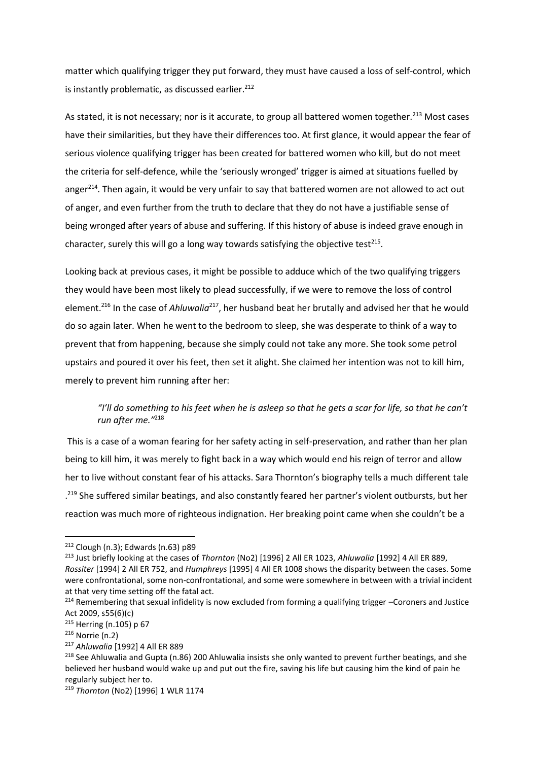matter which qualifying trigger they put forward, they must have caused a loss of self-control, which is instantly problematic, as discussed earlier.[212]

As stated, it is not necessary; nor is it accurate, to group all battered women together.[213] Most cases have their similarities, but they have their differences too. At first glance, it would appear the fear of serious violence qualifying trigger has been created for battered women who kill, but do not meet the criteria for self-defence, while the 'seriously wronged' trigger is aimed at situations fuelled by anger[214]. Then again, it would be very unfair to say that battered women are not allowed to act out of anger, and even further from the truth to declare that they do not have a justifiable sense of being wronged after years of abuse and suffering. If this history of abuse is indeed grave enough in character, surely this will go a long way towards satisfying the objective test[215].

Looking back at previous cases, it might be possible to adduce which of the two qualifying triggers they would have been most likely to plead successfully, if we were to remove the loss of control element.[216] In the case of *Ahluwalia*[217], her husband beat her brutally and advised her that he would do so again later. When he went to the bedroom to sleep, she was desperate to think of a way to prevent that from happening, because she simply could not take any more. She took some petrol upstairs and poured it over his feet, then set it alight. She claimed her intention was not to kill him, merely to prevent him running after her:

> *"I'll do something to his feet when he is asleep so that he gets a scar for life, so that he can't run after me."*[218]

This is a case of a woman fearing for her safety acting in self-preservation, and rather than her plan being to kill him, it was merely to fight back in a way which would end his reign of terror and allow her to live without constant fear of his attacks. Sara Thornton's biography tells a much different tale .[219] She suffered similar beatings, and also constantly feared her partner's violent outbursts, but her reaction was much more of righteous indignation. Her breaking point came when she couldn't be a

---

[212] Clough (n.3); Edwards (n.63) p89

[213] Just briefly looking at the cases of *Thornton* (No2) [1996] 2 All ER 1023, *Ahluwalia* [1992] 4 All ER 889, *Rossiter* [1994] 2 All ER 752, and *Humphreys* [1995] 4 All ER 1008 shows the disparity between the cases. Some were confrontational, some non-confrontational, and some were somewhere in between with a trivial incident at that very time setting off the fatal act.

[214] Remembering that sexual infidelity is now excluded from forming a qualifying trigger –Coroners and Justice Act 2009, s55(6)(c)

[215] Herring (n.105) p 67

[216] Norrie (n.2)

[217] *Ahluwalia* [1992] 4 All ER 889

[218] See Ahluwalia and Gupta (n.86) 200 Ahluwalia insists she only wanted to prevent further beatings, and she believed her husband would wake up and put out the fire, saving his life but causing him the kind of pain he regularly subject her to.

[219] *Thornton* (No2) [1996] 1 WLR 1174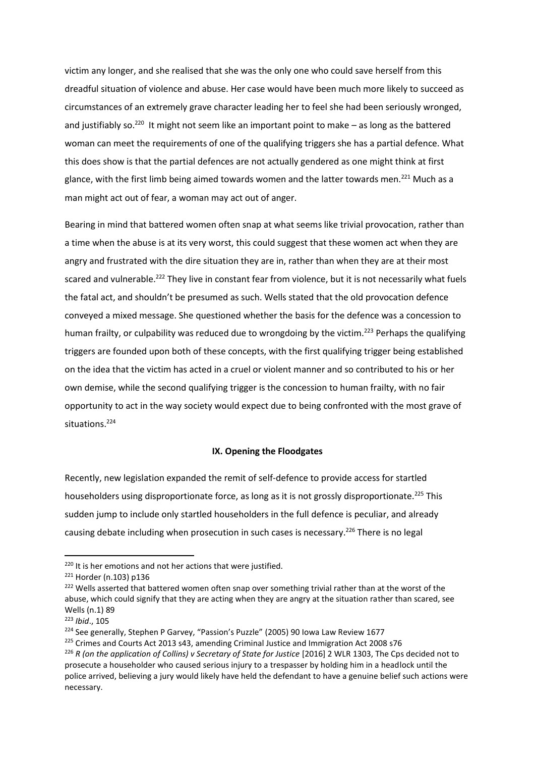victim any longer, and she realised that she was the only one who could save herself from this dreadful situation of violence and abuse. Her case would have been much more likely to succeed as circumstances of an extremely grave character leading her to feel she had been seriously wronged, and justifiably so.[220] It might not seem like an important point to make – as long as the battered woman can meet the requirements of one of the qualifying triggers she has a partial defence. What this does show is that the partial defences are not actually gendered as one might think at first glance, with the first limb being aimed towards women and the latter towards men.[221] Much as a man might act out of fear, a woman may act out of anger.

Bearing in mind that battered women often snap at what seems like trivial provocation, rather than a time when the abuse is at its very worst, this could suggest that these women act when they are angry and frustrated with the dire situation they are in, rather than when they are at their most scared and vulnerable.[222] They live in constant fear from violence, but it is not necessarily what fuels the fatal act, and shouldn't be presumed as such. Wells stated that the old provocation defence conveyed a mixed message. She questioned whether the basis for the defence was a concession to human frailty, or culpability was reduced due to wrongdoing by the victim.[223] Perhaps the qualifying triggers are founded upon both of these concepts, with the first qualifying trigger being established on the idea that the victim has acted in a cruel or violent manner and so contributed to his or her own demise, while the second qualifying trigger is the concession to human frailty, with no fair opportunity to act in the way society would expect due to being confronted with the most grave of situations.[224]

## IX. Opening the Floodgates

Recently, new legislation expanded the remit of self-defence to provide access for startled householders using disproportionate force, as long as it is not grossly disproportionate.[225] This sudden jump to include only startled householders in the full defence is peculiar, and already causing debate including when prosecution in such cases is necessary.[226] There is no legal

---

[220] It is her emotions and not her actions that were justified.

[221] Horder (n.103) p136

[222] Wells asserted that battered women often snap over something trivial rather than at the worst of the abuse, which could signify that they are acting when they are angry at the situation rather than scared, see Wells (n.1) 89

[223] *Ibid*., 105

[224] See generally, Stephen P Garvey, "Passion's Puzzle" (2005) 90 Iowa Law Review 1677

[225] Crimes and Courts Act 2013 s43, amending Criminal Justice and Immigration Act 2008 s76

[226] *R (on the application of Collins) v Secretary of State for Justice* [2016] 2 WLR 1303, The Cps decided not to prosecute a householder who caused serious injury to a trespasser by holding him in a headlock until the police arrived, believing a jury would likely have held the defendant to have a genuine belief such actions were necessary.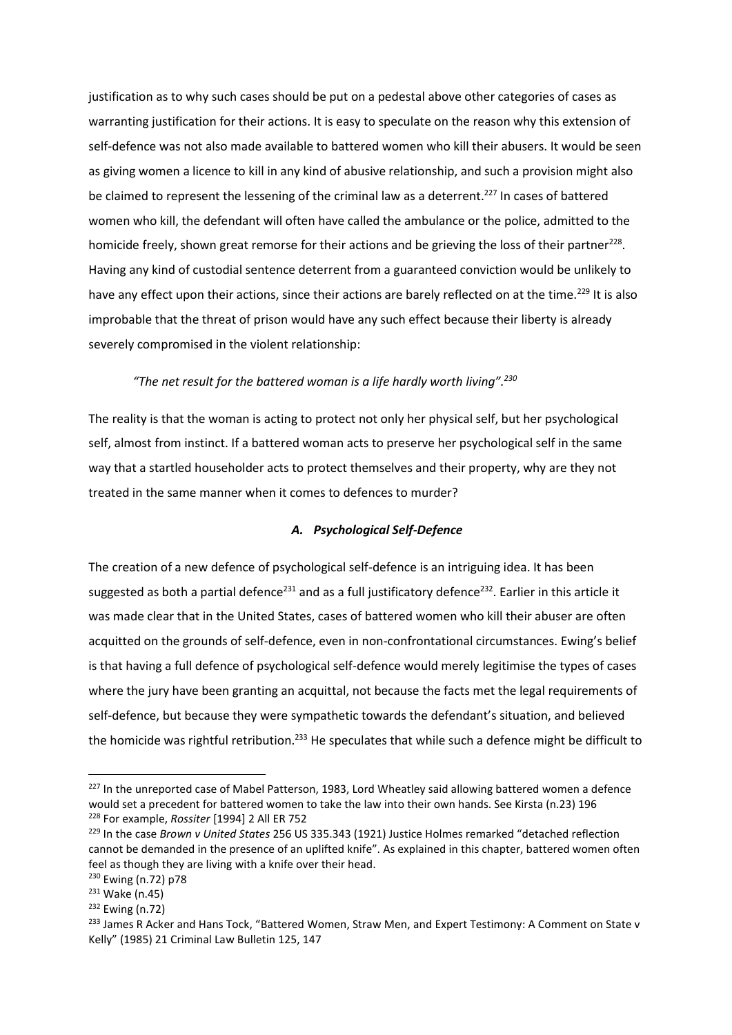justification as to why such cases should be put on a pedestal above other categories of cases as warranting justification for their actions. It is easy to speculate on the reason why this extension of self-defence was not also made available to battered women who kill their abusers. It would be seen as giving women a licence to kill in any kind of abusive relationship, and such a provision might also be claimed to represent the lessening of the criminal law as a deterrent.[227] In cases of battered women who kill, the defendant will often have called the ambulance or the police, admitted to the homicide freely, shown great remorse for their actions and be grieving the loss of their partner[228]. Having any kind of custodial sentence deterrent from a guaranteed conviction would be unlikely to have any effect upon their actions, since their actions are barely reflected on at the time.[229] It is also improbable that the threat of prison would have any such effect because their liberty is already severely compromised in the violent relationship:

> *"The net result for the battered woman is a life hardly worth living".[230]*

The reality is that the woman is acting to protect not only her physical self, but her psychological self, almost from instinct. If a battered woman acts to preserve her psychological self in the same way that a startled householder acts to protect themselves and their property, why are they not treated in the same manner when it comes to defences to murder?

### *A. Psychological Self-Defence*

The creation of a new defence of psychological self-defence is an intriguing idea. It has been suggested as both a partial defence[231] and as a full justificatory defence[232]. Earlier in this article it was made clear that in the United States, cases of battered women who kill their abuser are often acquitted on the grounds of self-defence, even in non-confrontational circumstances. Ewing's belief is that having a full defence of psychological self-defence would merely legitimise the types of cases where the jury have been granting an acquittal, not because the facts met the legal requirements of self-defence, but because they were sympathetic towards the defendant's situation, and believed the homicide was rightful retribution.[233] He speculates that while such a defence might be difficult to

---

[227] In the unreported case of Mabel Patterson, 1983, Lord Wheatley said allowing battered women a defence would set a precedent for battered women to take the law into their own hands. See Kirsta (n.23) 196

[228] For example, *Rossiter* [1994] 2 All ER 752

[229] In the case *Brown v United States* 256 US 335.343 (1921) Justice Holmes remarked "detached reflection cannot be demanded in the presence of an uplifted knife". As explained in this chapter, battered women often feel as though they are living with a knife over their head.

[230] Ewing (n.72) p78

[231] Wake (n.45)

[232] Ewing (n.72)

[233] James R Acker and Hans Tock, "Battered Women, Straw Men, and Expert Testimony: A Comment on State v Kelly" (1985) 21 Criminal Law Bulletin 125, 147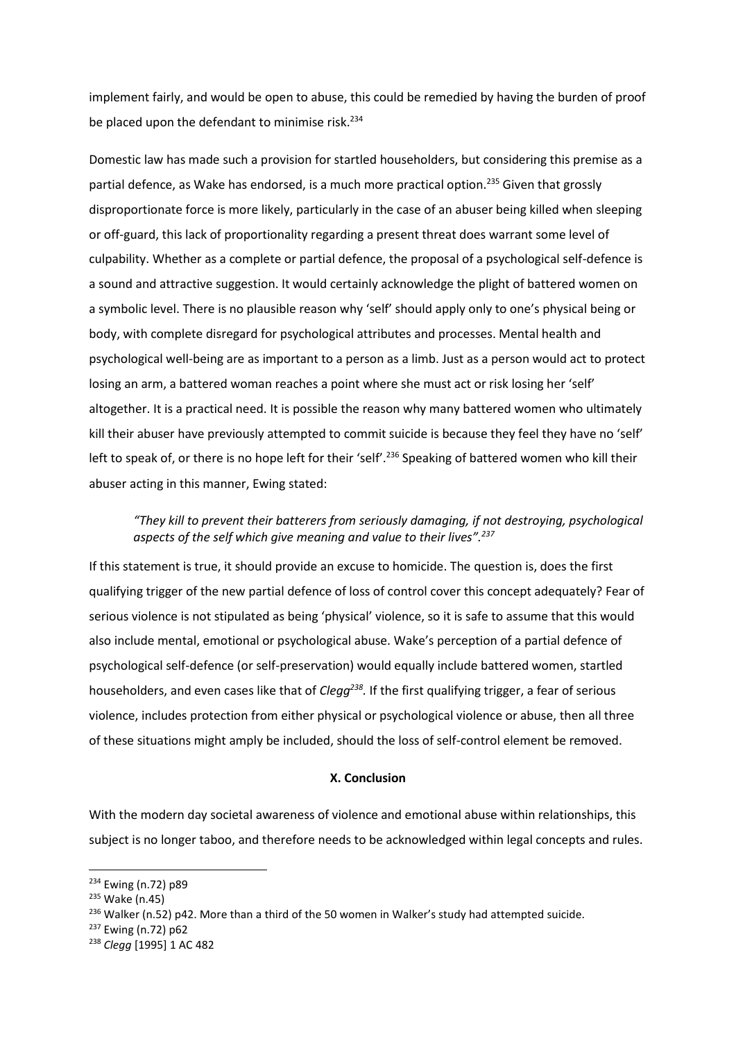implement fairly, and would be open to abuse, this could be remedied by having the burden of proof be placed upon the defendant to minimise risk.[234]

Domestic law has made such a provision for startled householders, but considering this premise as a partial defence, as Wake has endorsed, is a much more practical option.[235] Given that grossly disproportionate force is more likely, particularly in the case of an abuser being killed when sleeping or off-guard, this lack of proportionality regarding a present threat does warrant some level of culpability. Whether as a complete or partial defence, the proposal of a psychological self-defence is a sound and attractive suggestion. It would certainly acknowledge the plight of battered women on a symbolic level. There is no plausible reason why 'self' should apply only to one's physical being or body, with complete disregard for psychological attributes and processes. Mental health and psychological well-being are as important to a person as a limb. Just as a person would act to protect losing an arm, a battered woman reaches a point where she must act or risk losing her 'self' altogether. It is a practical need. It is possible the reason why many battered women who ultimately kill their abuser have previously attempted to commit suicide is because they feel they have no 'self' left to speak of, or there is no hope left for their 'self'.[236] Speaking of battered women who kill their abuser acting in this manner, Ewing stated:

> *"They kill to prevent their batterers from seriously damaging, if not destroying, psychological aspects of the self which give meaning and value to their lives".*[237]

If this statement is true, it should provide an excuse to homicide. The question is, does the first qualifying trigger of the new partial defence of loss of control cover this concept adequately? Fear of serious violence is not stipulated as being 'physical' violence, so it is safe to assume that this would also include mental, emotional or psychological abuse. Wake's perception of a partial defence of psychological self-defence (or self-preservation) would equally include battered women, startled householders, and even cases like that of *Clegg*[238]. If the first qualifying trigger, a fear of serious violence, includes protection from either physical or psychological violence or abuse, then all three of these situations might amply be included, should the loss of self-control element be removed.

**X. Conclusion**

With the modern day societal awareness of violence and emotional abuse within relationships, this subject is no longer taboo, and therefore needs to be acknowledged within legal concepts and rules.

---

[234] Ewing (n.72) p89

[235] Wake (n.45)

[236] Walker (n.52) p42. More than a third of the 50 women in Walker's study had attempted suicide.

[237] Ewing (n.72) p62

[238] *Clegg* [1995] 1 AC 482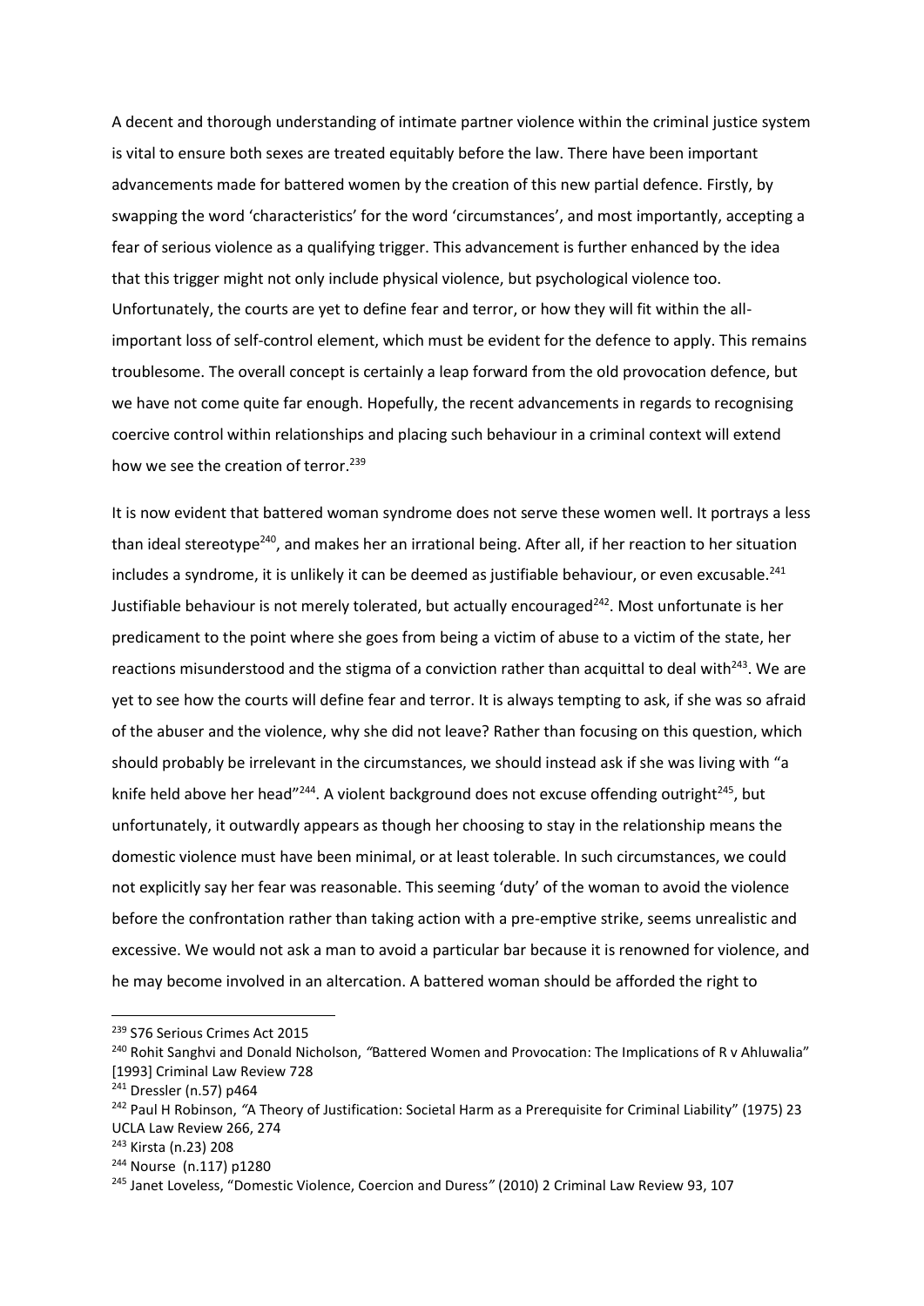A decent and thorough understanding of intimate partner violence within the criminal justice system is vital to ensure both sexes are treated equitably before the law. There have been important advancements made for battered women by the creation of this new partial defence. Firstly, by swapping the word 'characteristics' for the word 'circumstances', and most importantly, accepting a fear of serious violence as a qualifying trigger. This advancement is further enhanced by the idea that this trigger might not only include physical violence, but psychological violence too. Unfortunately, the courts are yet to define fear and terror, or how they will fit within the all-important loss of self-control element, which must be evident for the defence to apply. This remains troublesome. The overall concept is certainly a leap forward from the old provocation defence, but we have not come quite far enough. Hopefully, the recent advancements in regards to recognising coercive control within relationships and placing such behaviour in a criminal context will extend how we see the creation of terror.[239]

It is now evident that battered woman syndrome does not serve these women well. It portrays a less than ideal stereotype[240], and makes her an irrational being. After all, if her reaction to her situation includes a syndrome, it is unlikely it can be deemed as justifiable behaviour, or even excusable.[241] Justifiable behaviour is not merely tolerated, but actually encouraged[242]. Most unfortunate is her predicament to the point where she goes from being a victim of abuse to a victim of the state, her reactions misunderstood and the stigma of a conviction rather than acquittal to deal with[243]. We are yet to see how the courts will define fear and terror. It is always tempting to ask, if she was so afraid of the abuser and the violence, why she did not leave? Rather than focusing on this question, which should probably be irrelevant in the circumstances, we should instead ask if she was living with "a knife held above her head"[244]. A violent background does not excuse offending outright[245], but unfortunately, it outwardly appears as though her choosing to stay in the relationship means the domestic violence must have been minimal, or at least tolerable. In such circumstances, we could not explicitly say her fear was reasonable. This seeming 'duty' of the woman to avoid the violence before the confrontation rather than taking action with a pre-emptive strike, seems unrealistic and excessive. We would not ask a man to avoid a particular bar because it is renowned for violence, and he may become involved in an altercation. A battered woman should be afforded the right to

---

[239] S76 Serious Crimes Act 2015

[240] Rohit Sanghvi and Donald Nicholson, *"*Battered Women and Provocation: The Implications of R v Ahluwalia" [1993] Criminal Law Review 728

[241] Dressler (n.57) p464

[242] Paul H Robinson, *"*A Theory of Justification: Societal Harm as a Prerequisite for Criminal Liability" (1975) 23 UCLA Law Review 266, 274

[243] Kirsta (n.23) 208

[244] Nourse (n.117) p1280

[245] Janet Loveless, "Domestic Violence, Coercion and Duress*"* (2010) 2 Criminal Law Review 93, 107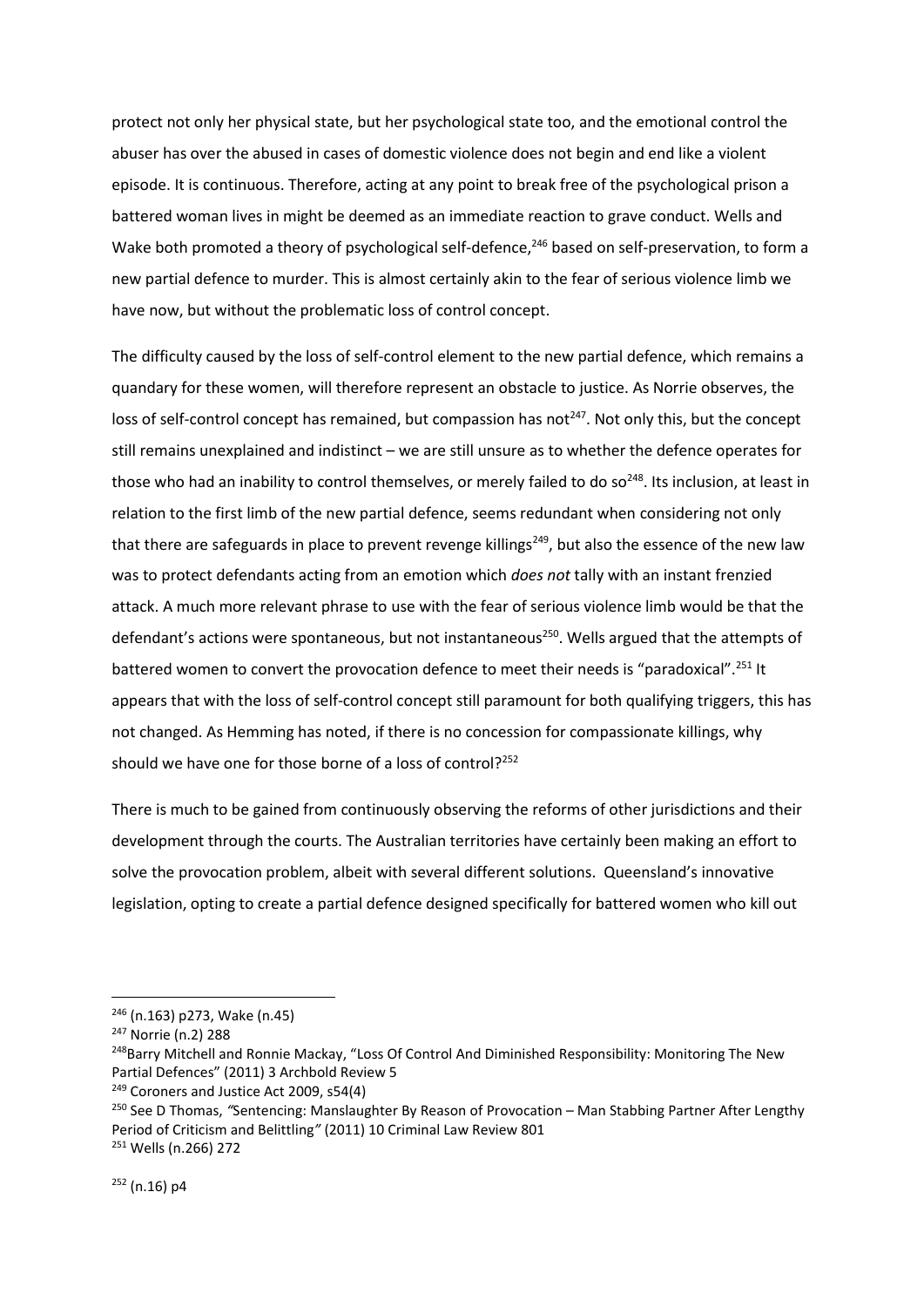protect not only her physical state, but her psychological state too, and the emotional control the abuser has over the abused in cases of domestic violence does not begin and end like a violent episode. It is continuous. Therefore, acting at any point to break free of the psychological prison a battered woman lives in might be deemed as an immediate reaction to grave conduct. Wells and Wake both promoted a theory of psychological self-defence,[246] based on self-preservation, to form a new partial defence to murder. This is almost certainly akin to the fear of serious violence limb we have now, but without the problematic loss of control concept.

The difficulty caused by the loss of self-control element to the new partial defence, which remains a quandary for these women, will therefore represent an obstacle to justice. As Norrie observes, the loss of self-control concept has remained, but compassion has not[247]. Not only this, but the concept still remains unexplained and indistinct – we are still unsure as to whether the defence operates for those who had an inability to control themselves, or merely failed to do so[248]. Its inclusion, at least in relation to the first limb of the new partial defence, seems redundant when considering not only that there are safeguards in place to prevent revenge killings[249], but also the essence of the new law was to protect defendants acting from an emotion which *does not* tally with an instant frenzied attack. A much more relevant phrase to use with the fear of serious violence limb would be that the defendant's actions were spontaneous, but not instantaneous[250]. Wells argued that the attempts of battered women to convert the provocation defence to meet their needs is "paradoxical".[251] It appears that with the loss of self-control concept still paramount for both qualifying triggers, this has not changed. As Hemming has noted, if there is no concession for compassionate killings, why should we have one for those borne of a loss of control?[252]

There is much to be gained from continuously observing the reforms of other jurisdictions and their development through the courts. The Australian territories have certainly been making an effort to solve the provocation problem, albeit with several different solutions. Queensland's innovative legislation, opting to create a partial defence designed specifically for battered women who kill out

---

[246] (n.163) p273, Wake (n.45)

[247] Norrie (n.2) 288

[248] Barry Mitchell and Ronnie Mackay, "Loss Of Control And Diminished Responsibility: Monitoring The New Partial Defences" (2011) 3 Archbold Review 5

[249] Coroners and Justice Act 2009, s54(4)

[250] See D Thomas, *"*Sentencing: Manslaughter By Reason of Provocation – Man Stabbing Partner After Lengthy Period of Criticism and Belittling*"* (2011) 10 Criminal Law Review 801

[251] Wells (n.266) 272

[252] (n.16) p4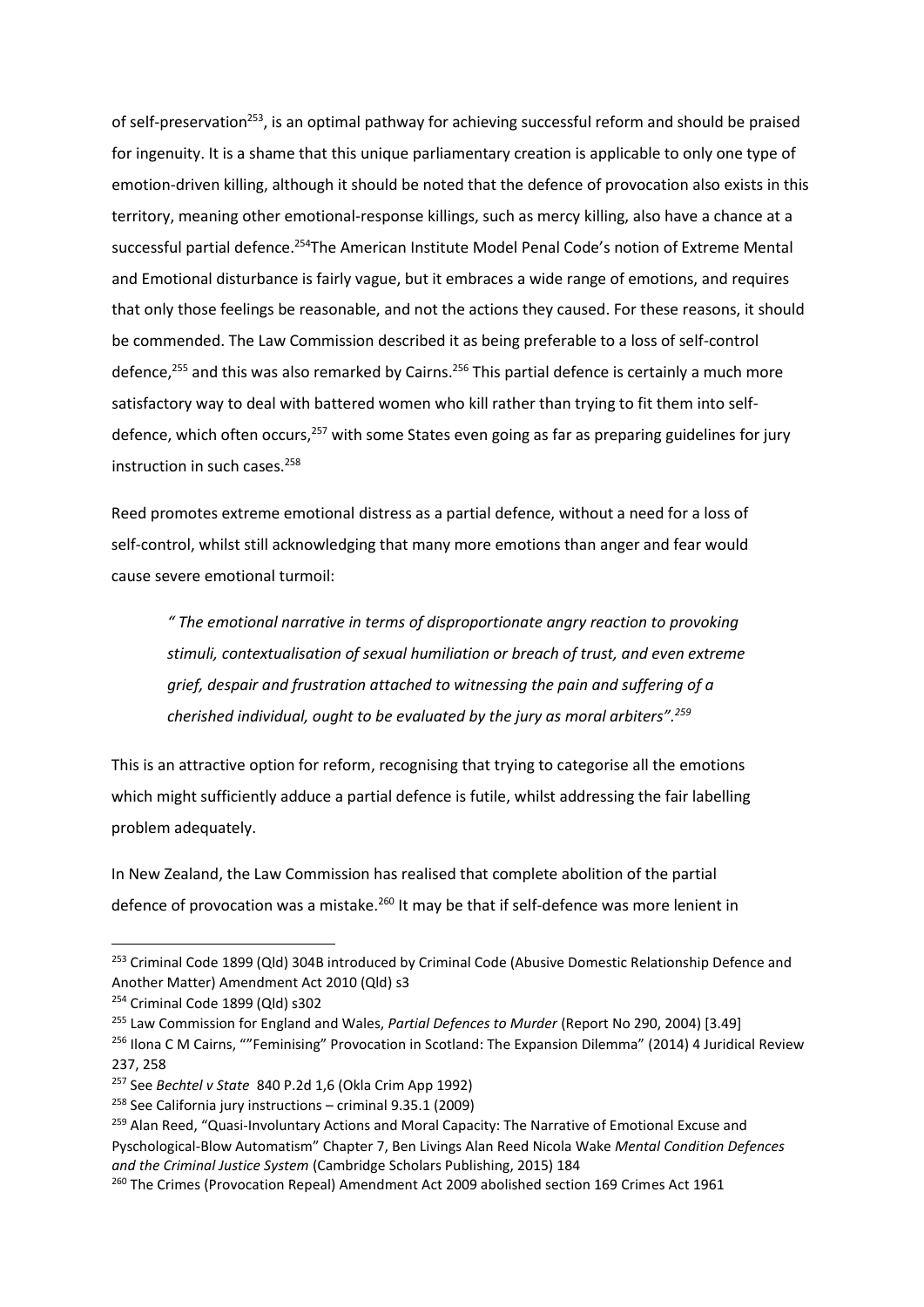of self-preservation[253], is an optimal pathway for achieving successful reform and should be praised for ingenuity. It is a shame that this unique parliamentary creation is applicable to only one type of emotion-driven killing, although it should be noted that the defence of provocation also exists in this territory, meaning other emotional-response killings, such as mercy killing, also have a chance at a successful partial defence.[254]The American Institute Model Penal Code's notion of Extreme Mental and Emotional disturbance is fairly vague, but it embraces a wide range of emotions, and requires that only those feelings be reasonable, and not the actions they caused. For these reasons, it should be commended. The Law Commission described it as being preferable to a loss of self-control defence,[255] and this was also remarked by Cairns.[256] This partial defence is certainly a much more satisfactory way to deal with battered women who kill rather than trying to fit them into self-defence, which often occurs,[257] with some States even going as far as preparing guidelines for jury instruction in such cases.[258]

Reed promotes extreme emotional distress as a partial defence, without a need for a loss of self-control, whilst still acknowledging that many more emotions than anger and fear would cause severe emotional turmoil:

> *" The emotional narrative in terms of disproportionate angry reaction to provoking stimuli, contextualisation of sexual humiliation or breach of trust, and even extreme grief, despair and frustration attached to witnessing the pain and suffering of a cherished individual, ought to be evaluated by the jury as moral arbiters".*[259]

This is an attractive option for reform, recognising that trying to categorise all the emotions which might sufficiently adduce a partial defence is futile, whilst addressing the fair labelling problem adequately.

In New Zealand, the Law Commission has realised that complete abolition of the partial defence of provocation was a mistake.[260] It may be that if self-defence was more lenient in

---

[253] Criminal Code 1899 (Qld) 304B introduced by Criminal Code (Abusive Domestic Relationship Defence and Another Matter) Amendment Act 2010 (Qld) s3

[254] Criminal Code 1899 (Qld) s302

[255] Law Commission for England and Wales, *Partial Defences to Murder* (Report No 290, 2004) [3.49]

[256] Ilona C M Cairns, ""Feminising" Provocation in Scotland: The Expansion Dilemma" (2014) 4 Juridical Review 237, 258

[257] See *Bechtel v State* 840 P.2d 1,6 (Okla Crim App 1992)

[258] See California jury instructions – criminal 9.35.1 (2009)

[259] Alan Reed, "Quasi-Involuntary Actions and Moral Capacity: The Narrative of Emotional Excuse and Pyschological-Blow Automatism" Chapter 7, Ben Livings Alan Reed Nicola Wake *Mental Condition Defences and the Criminal Justice System* (Cambridge Scholars Publishing, 2015) 184

[260] The Crimes (Provocation Repeal) Amendment Act 2009 abolished section 169 Crimes Act 1961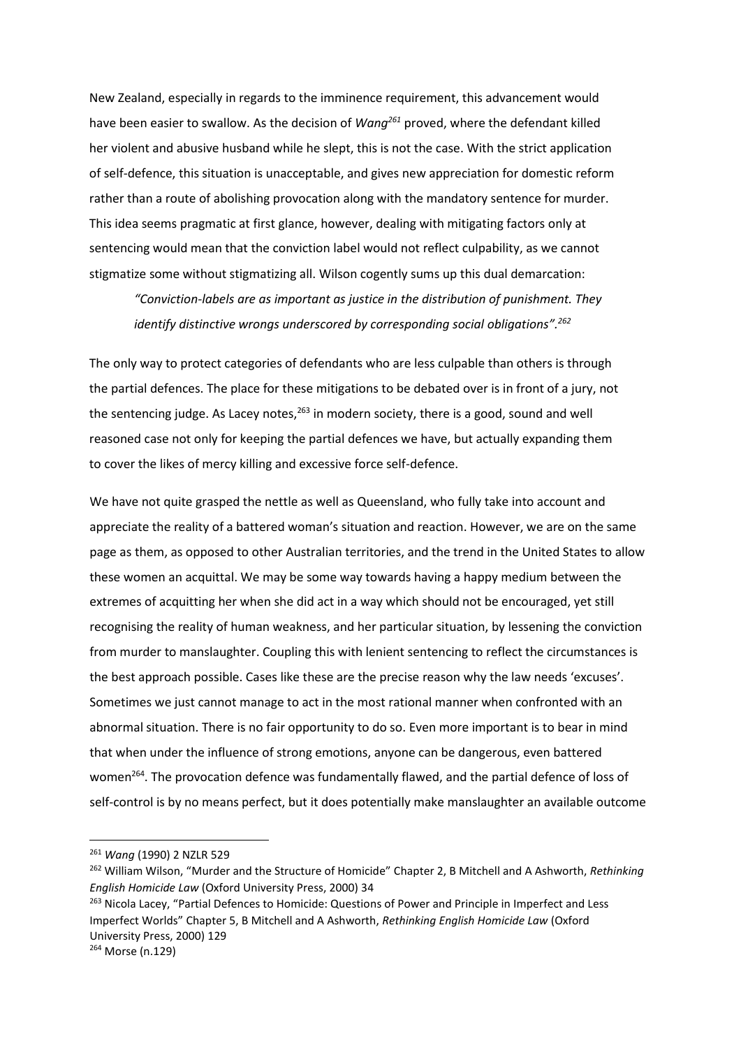New Zealand, especially in regards to the imminence requirement, this advancement would have been easier to swallow. As the decision of *Wang*[261] proved, where the defendant killed her violent and abusive husband while he slept, this is not the case. With the strict application of self-defence, this situation is unacceptable, and gives new appreciation for domestic reform rather than a route of abolishing provocation along with the mandatory sentence for murder. This idea seems pragmatic at first glance, however, dealing with mitigating factors only at sentencing would mean that the conviction label would not reflect culpability, as we cannot stigmatize some without stigmatizing all. Wilson cogently sums up this dual demarcation:

> *"Conviction-labels are as important as justice in the distribution of punishment. They identify distinctive wrongs underscored by corresponding social obligations".*[262]

The only way to protect categories of defendants who are less culpable than others is through the partial defences. The place for these mitigations to be debated over is in front of a jury, not the sentencing judge. As Lacey notes,[263] in modern society, there is a good, sound and well reasoned case not only for keeping the partial defences we have, but actually expanding them to cover the likes of mercy killing and excessive force self-defence.

We have not quite grasped the nettle as well as Queensland, who fully take into account and appreciate the reality of a battered woman's situation and reaction. However, we are on the same page as them, as opposed to other Australian territories, and the trend in the United States to allow these women an acquittal. We may be some way towards having a happy medium between the extremes of acquitting her when she did act in a way which should not be encouraged, yet still recognising the reality of human weakness, and her particular situation, by lessening the conviction from murder to manslaughter. Coupling this with lenient sentencing to reflect the circumstances is the best approach possible. Cases like these are the precise reason why the law needs 'excuses'. Sometimes we just cannot manage to act in the most rational manner when confronted with an abnormal situation. There is no fair opportunity to do so. Even more important is to bear in mind that when under the influence of strong emotions, anyone can be dangerous, even battered women[264]. The provocation defence was fundamentally flawed, and the partial defence of loss of self-control is by no means perfect, but it does potentially make manslaughter an available outcome

---

[261] *Wang* (1990) 2 NZLR 529

[262] William Wilson, "Murder and the Structure of Homicide" Chapter 2, B Mitchell and A Ashworth, *Rethinking English Homicide Law* (Oxford University Press, 2000) 34

[263] Nicola Lacey, "Partial Defences to Homicide: Questions of Power and Principle in Imperfect and Less Imperfect Worlds" Chapter 5, B Mitchell and A Ashworth, *Rethinking English Homicide Law* (Oxford University Press, 2000) 129

[264] Morse (n.129)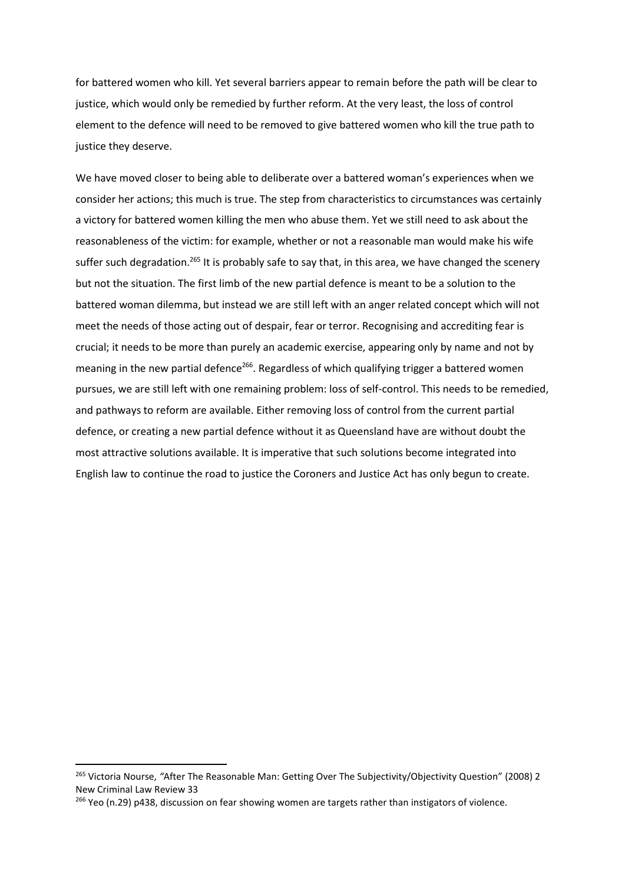for battered women who kill. Yet several barriers appear to remain before the path will be clear to justice, which would only be remedied by further reform. At the very least, the loss of control element to the defence will need to be removed to give battered women who kill the true path to justice they deserve.

We have moved closer to being able to deliberate over a battered woman's experiences when we consider her actions; this much is true. The step from characteristics to circumstances was certainly a victory for battered women killing the men who abuse them. Yet we still need to ask about the reasonableness of the victim: for example, whether or not a reasonable man would make his wife suffer such degradation.[265] It is probably safe to say that, in this area, we have changed the scenery but not the situation. The first limb of the new partial defence is meant to be a solution to the battered woman dilemma, but instead we are still left with an anger related concept which will not meet the needs of those acting out of despair, fear or terror. Recognising and accrediting fear is crucial; it needs to be more than purely an academic exercise, appearing only by name and not by meaning in the new partial defence[266]. Regardless of which qualifying trigger a battered women pursues, we are still left with one remaining problem: loss of self-control. This needs to be remedied, and pathways to reform are available. Either removing loss of control from the current partial defence, or creating a new partial defence without it as Queensland have are without doubt the most attractive solutions available. It is imperative that such solutions become integrated into English law to continue the road to justice the Coroners and Justice Act has only begun to create.

---

[265] Victoria Nourse, *"After The Reasonable Man: Getting Over The Subjectivity/Objectivity Question"* (2008) 2 New Criminal Law Review 33

[266] Yeo (n.29) p438, discussion on fear showing women are targets rather than instigators of violence.